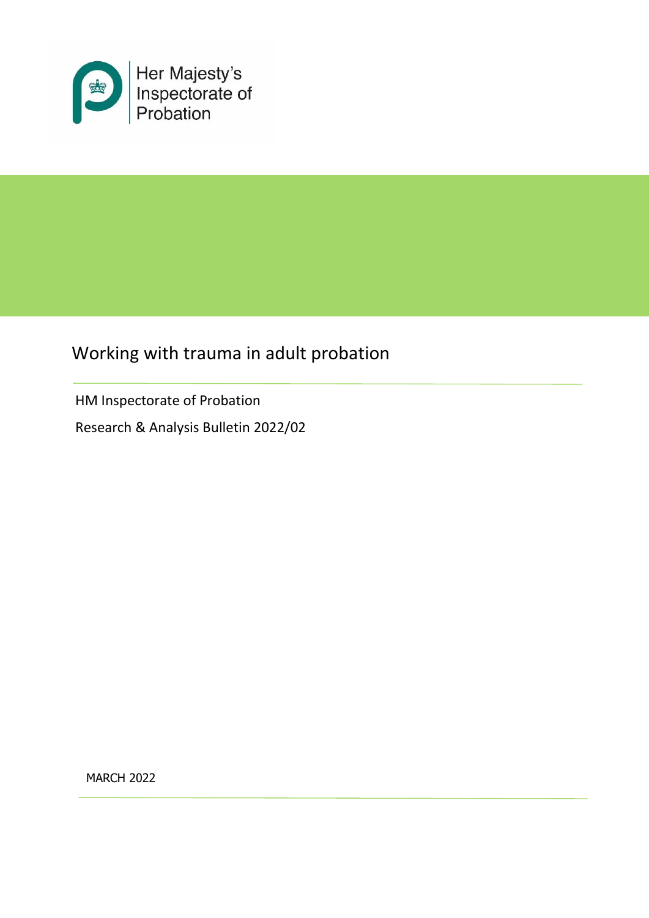Her Majesty's Inspectorate of Probation

# Working with trauma in adult probation

HM Inspectorate of Probation

Research & Analysis Bulletin 2022/02

MARCH 2022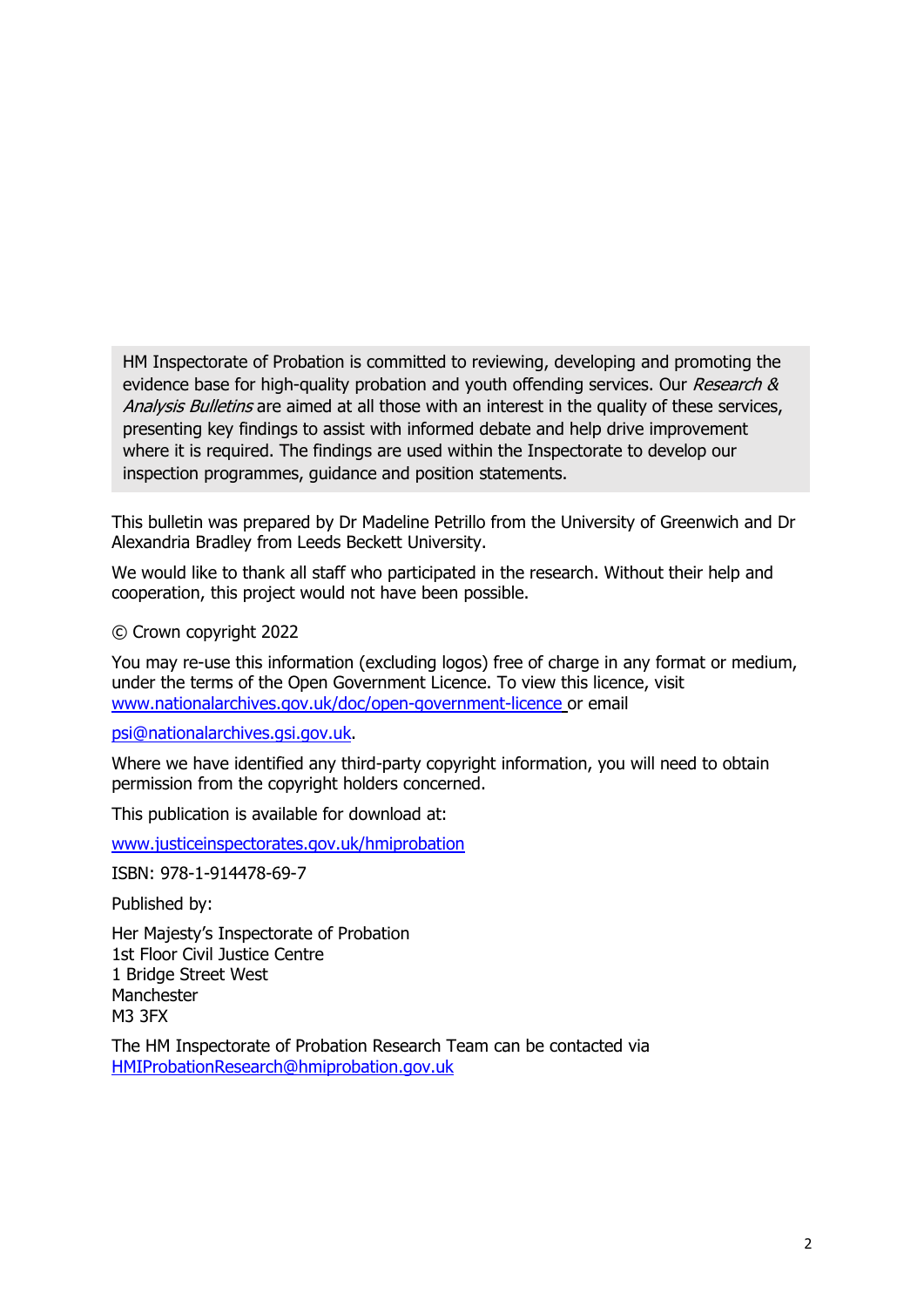HM Inspectorate of Probation is committed to reviewing, developing and promoting the evidence base for high-quality probation and youth offending services. Our *Research & Analysis Bulletins* are aimed at all those with an interest in the quality of these services, presenting key findings to assist with informed debate and help drive improvement where it is required. The findings are used within the Inspectorate to develop our inspection programmes, guidance and position statements.

This bulletin was prepared by Dr Madeline Petrillo from the University of Greenwich and Dr Alexandria Bradley from Leeds Beckett University.

We would like to thank all staff who participated in the research. Without their help and cooperation, this project would not have been possible.

© Crown copyright 2022

You may re-use this information (excluding logos) free of charge in any format or medium, under the terms of the Open Government Licence. To view this licence, visit [www.nationalarchives.gov.uk/doc/open-government-licence](www.nationalarchives.gov.uk/doc/open-government-licence) or email

[psi@nationalarchives.gsi.gov.uk](mailto:psi@nationalarchives.gsi.gov.uk).

Where we have identified any third-party copyright information, you will need to obtain permission from the copyright holders concerned.

This publication is available for download at:

[www.justiceinspectorates.gov.uk/hmiprobation](www.justiceinspectorates.gov.uk/hmiprobation)

ISBN: 978-1-914478-69-7

Published by:

Her Majesty's Inspectorate of Probation
1st Floor Civil Justice Centre
1 Bridge Street West
Manchester
M3 3FX

The HM Inspectorate of Probation Research Team can be contacted via [HMIProbationResearch@hmiprobation.gov.uk](mailto:HMIProbationResearch@hmiprobation.gov.uk)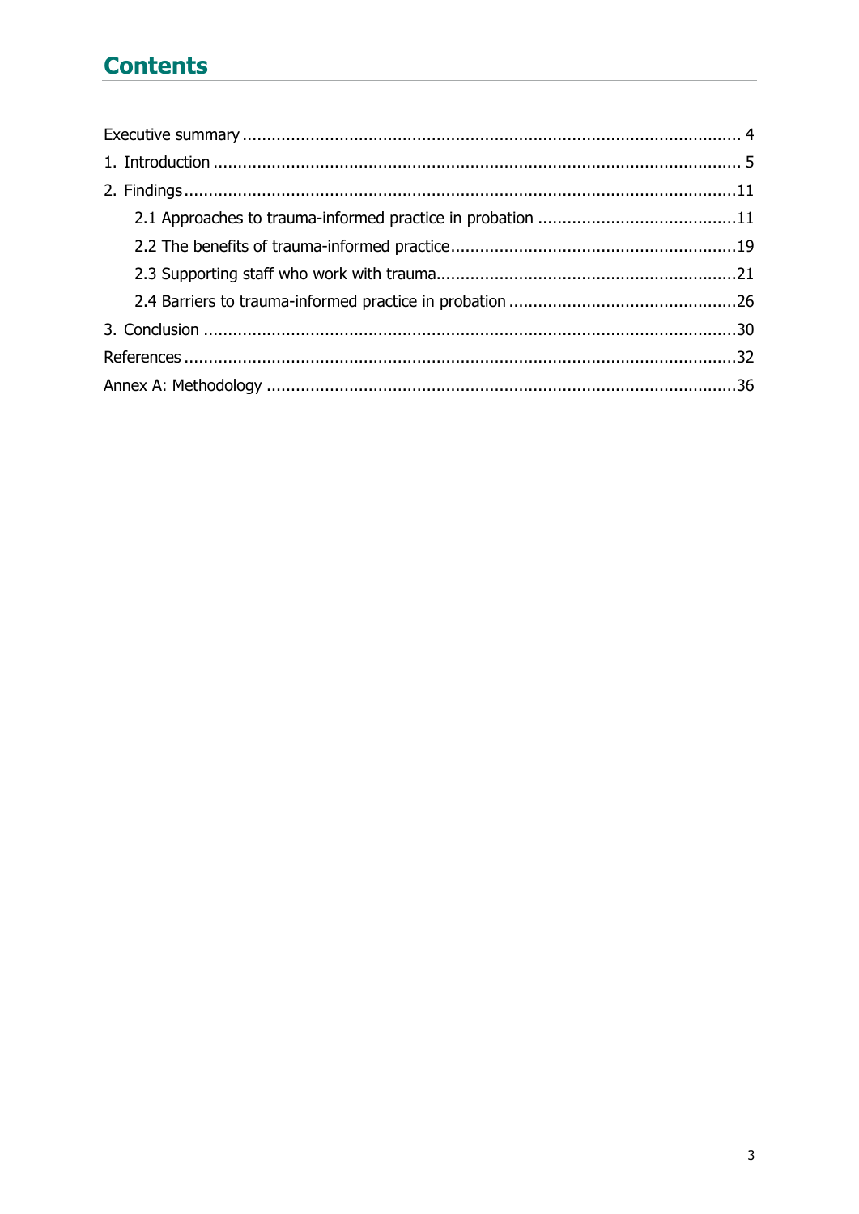# Contents

Executive summary ........................................................................................................ 4

1. Introduction ............................................................................................................. 5

2. Findings ................................................................................................................. 11

    2.1 Approaches to trauma-informed practice in probation ......................................... 11

    2.2 The benefits of trauma-informed practice ........................................................... 19

    2.3 Supporting staff who work with trauma .............................................................. 21

    2.4 Barriers to trauma-informed practice in probation ............................................... 26

3. Conclusion ............................................................................................................. 30

References .................................................................................................................. 32

Annex A: Methodology ................................................................................................. 36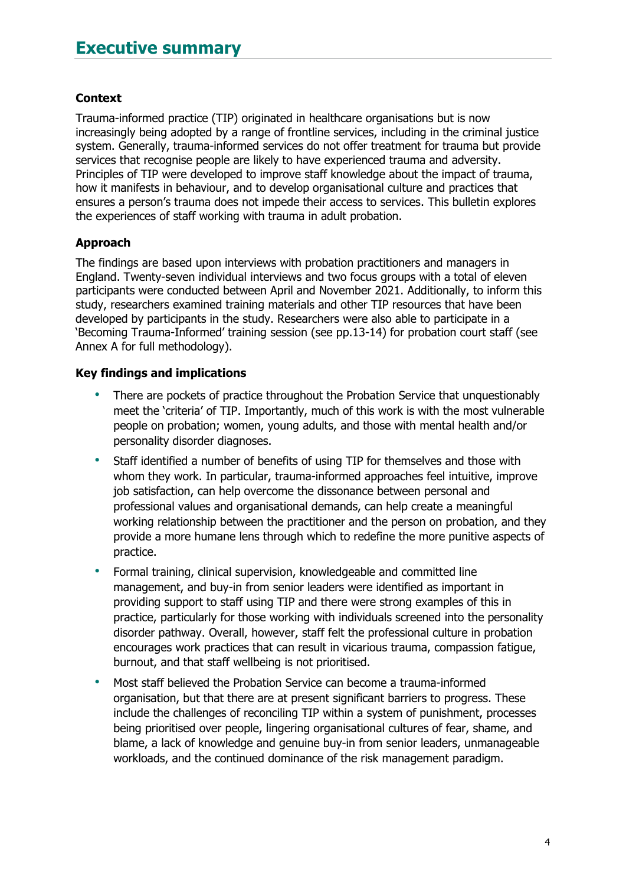# Executive summary

### Context

Trauma-informed practice (TIP) originated in healthcare organisations but is now increasingly being adopted by a range of frontline services, including in the criminal justice system. Generally, trauma-informed services do not offer treatment for trauma but provide services that recognise people are likely to have experienced trauma and adversity. Principles of TIP were developed to improve staff knowledge about the impact of trauma, how it manifests in behaviour, and to develop organisational culture and practices that ensures a person's trauma does not impede their access to services. This bulletin explores the experiences of staff working with trauma in adult probation.

### Approach

The findings are based upon interviews with probation practitioners and managers in England. Twenty-seven individual interviews and two focus groups with a total of eleven participants were conducted between April and November 2021. Additionally, to inform this study, researchers examined training materials and other TIP resources that have been developed by participants in the study. Researchers were also able to participate in a 'Becoming Trauma-Informed' training session (see pp.13-14) for probation court staff (see Annex A for full methodology).

### Key findings and implications

- There are pockets of practice throughout the Probation Service that unquestionably meet the 'criteria' of TIP. Importantly, much of this work is with the most vulnerable people on probation; women, young adults, and those with mental health and/or personality disorder diagnoses.
- Staff identified a number of benefits of using TIP for themselves and those with whom they work. In particular, trauma-informed approaches feel intuitive, improve job satisfaction, can help overcome the dissonance between personal and professional values and organisational demands, can help create a meaningful working relationship between the practitioner and the person on probation, and they provide a more humane lens through which to redefine the more punitive aspects of practice.
- Formal training, clinical supervision, knowledgeable and committed line management, and buy-in from senior leaders were identified as important in providing support to staff using TIP and there were strong examples of this in practice, particularly for those working with individuals screened into the personality disorder pathway. Overall, however, staff felt the professional culture in probation encourages work practices that can result in vicarious trauma, compassion fatigue, burnout, and that staff wellbeing is not prioritised.
- Most staff believed the Probation Service can become a trauma-informed organisation, but that there are at present significant barriers to progress. These include the challenges of reconciling TIP within a system of punishment, processes being prioritised over people, lingering organisational cultures of fear, shame, and blame, a lack of knowledge and genuine buy-in from senior leaders, unmanageable workloads, and the continued dominance of the risk management paradigm.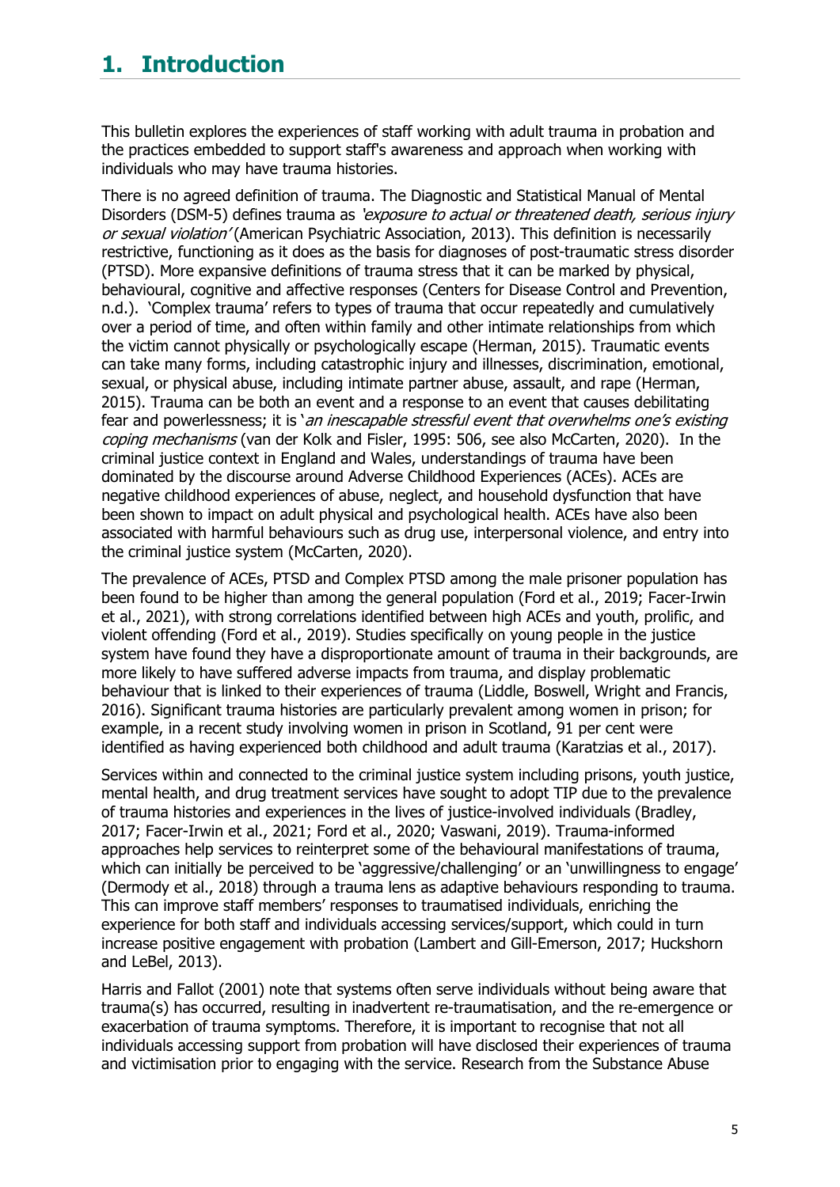# 1. Introduction

This bulletin explores the experiences of staff working with adult trauma in probation and the practices embedded to support staff's awareness and approach when working with individuals who may have trauma histories.

There is no agreed definition of trauma. The Diagnostic and Statistical Manual of Mental Disorders (DSM-5) defines trauma as *'exposure to actual or threatened death, serious injury or sexual violation'* (American Psychiatric Association, 2013). This definition is necessarily restrictive, functioning as it does as the basis for diagnoses of post-traumatic stress disorder (PTSD). More expansive definitions of trauma stress that it can be marked by physical, behavioural, cognitive and affective responses (Centers for Disease Control and Prevention, n.d.). 'Complex trauma' refers to types of trauma that occur repeatedly and cumulatively over a period of time, and often within family and other intimate relationships from which the victim cannot physically or psychologically escape (Herman, 2015). Traumatic events can take many forms, including catastrophic injury and illnesses, discrimination, emotional, sexual, or physical abuse, including intimate partner abuse, assault, and rape (Herman, 2015). Trauma can be both an event and a response to an event that causes debilitating fear and powerlessness; it is '*an inescapable stressful event that overwhelms one's existing coping mechanisms* (van der Kolk and Fisler, 1995: 506, see also McCarten, 2020). In the criminal justice context in England and Wales, understandings of trauma have been dominated by the discourse around Adverse Childhood Experiences (ACEs). ACEs are negative childhood experiences of abuse, neglect, and household dysfunction that have been shown to impact on adult physical and psychological health. ACEs have also been associated with harmful behaviours such as drug use, interpersonal violence, and entry into the criminal justice system (McCarten, 2020).

The prevalence of ACEs, PTSD and Complex PTSD among the male prisoner population has been found to be higher than among the general population (Ford et al., 2019; Facer-Irwin et al., 2021), with strong correlations identified between high ACEs and youth, prolific, and violent offending (Ford et al., 2019). Studies specifically on young people in the justice system have found they have a disproportionate amount of trauma in their backgrounds, are more likely to have suffered adverse impacts from trauma, and display problematic behaviour that is linked to their experiences of trauma (Liddle, Boswell, Wright and Francis, 2016). Significant trauma histories are particularly prevalent among women in prison; for example, in a recent study involving women in prison in Scotland, 91 per cent were identified as having experienced both childhood and adult trauma (Karatzias et al., 2017).

Services within and connected to the criminal justice system including prisons, youth justice, mental health, and drug treatment services have sought to adopt TIP due to the prevalence of trauma histories and experiences in the lives of justice-involved individuals (Bradley, 2017; Facer-Irwin et al., 2021; Ford et al., 2020; Vaswani, 2019). Trauma-informed approaches help services to reinterpret some of the behavioural manifestations of trauma, which can initially be perceived to be 'aggressive/challenging' or an 'unwillingness to engage' (Dermody et al., 2018) through a trauma lens as adaptive behaviours responding to trauma. This can improve staff members' responses to traumatised individuals, enriching the experience for both staff and individuals accessing services/support, which could in turn increase positive engagement with probation (Lambert and Gill-Emerson, 2017; Huckshorn and LeBel, 2013).

Harris and Fallot (2001) note that systems often serve individuals without being aware that trauma(s) has occurred, resulting in inadvertent re-traumatisation, and the re-emergence or exacerbation of trauma symptoms. Therefore, it is important to recognise that not all individuals accessing support from probation will have disclosed their experiences of trauma and victimisation prior to engaging with the service. Research from the Substance Abuse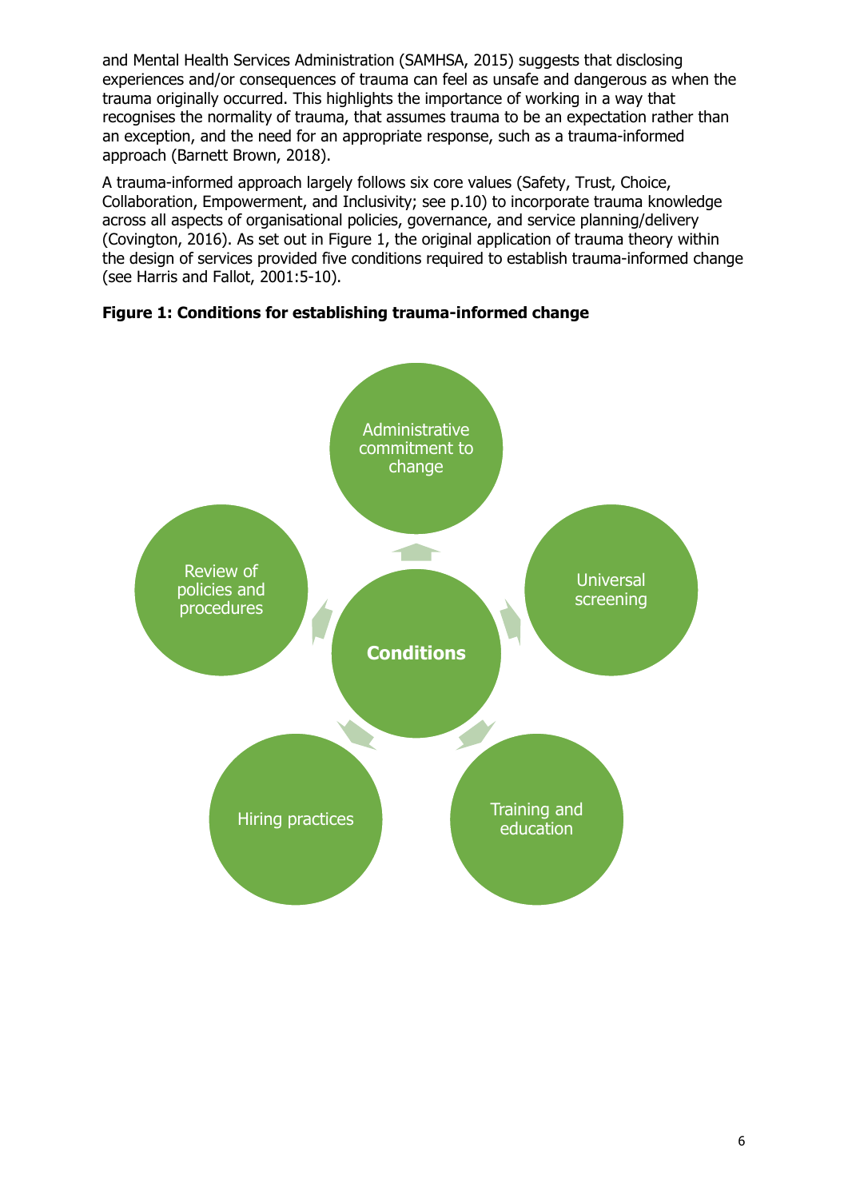and Mental Health Services Administration (SAMHSA, 2015) suggests that disclosing experiences and/or consequences of trauma can feel as unsafe and dangerous as when the trauma originally occurred. This highlights the importance of working in a way that recognises the normality of trauma, that assumes trauma to be an expectation rather than an exception, and the need for an appropriate response, such as a trauma-informed approach (Barnett Brown, 2018).

A trauma-informed approach largely follows six core values (Safety, Trust, Choice, Collaboration, Empowerment, and Inclusivity; see p.10) to incorporate trauma knowledge across all aspects of organisational policies, governance, and service planning/delivery (Covington, 2016). As set out in Figure 1, the original application of trauma theory within the design of services provided five conditions required to establish trauma-informed change (see Harris and Fallot, 2001:5-10).

**Figure 1: Conditions for establishing trauma-informed change**

Administrative commitment to change

Review of policies and procedures

Universal screening

**Conditions**

Hiring practices

Training and education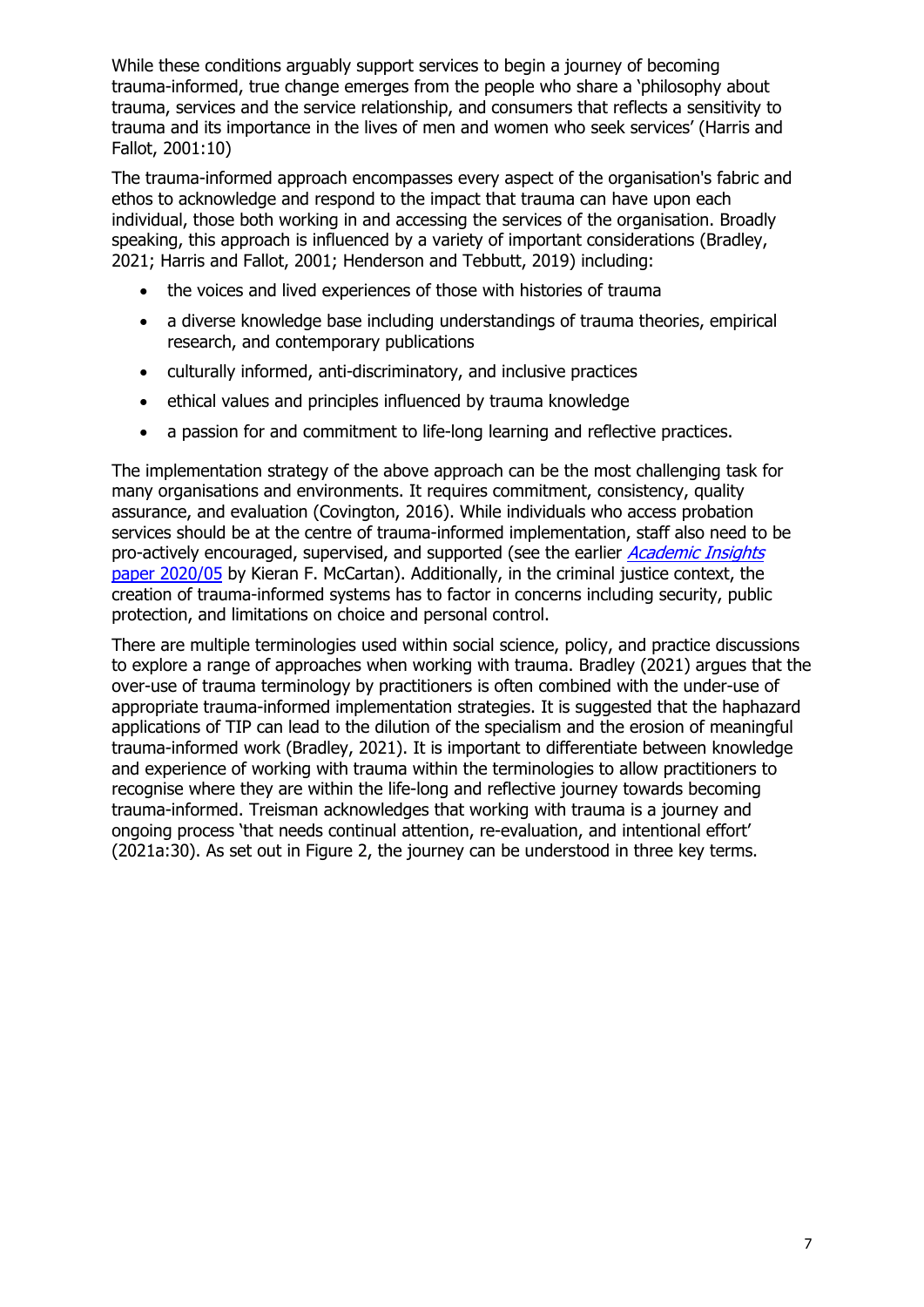While these conditions arguably support services to begin a journey of becoming trauma-informed, true change emerges from the people who share a 'philosophy about trauma, services and the service relationship, and consumers that reflects a sensitivity to trauma and its importance in the lives of men and women who seek services' (Harris and Fallot, 2001:10)

The trauma-informed approach encompasses every aspect of the organisation's fabric and ethos to acknowledge and respond to the impact that trauma can have upon each individual, those both working in and accessing the services of the organisation. Broadly speaking, this approach is influenced by a variety of important considerations (Bradley, 2021; Harris and Fallot, 2001; Henderson and Tebbutt, 2019) including:

- the voices and lived experiences of those with histories of trauma
- a diverse knowledge base including understandings of trauma theories, empirical research, and contemporary publications
- culturally informed, anti-discriminatory, and inclusive practices
- ethical values and principles influenced by trauma knowledge
- a passion for and commitment to life-long learning and reflective practices.

The implementation strategy of the above approach can be the most challenging task for many organisations and environments. It requires commitment, consistency, quality assurance, and evaluation (Covington, 2016). While individuals who access probation services should be at the centre of trauma-informed implementation, staff also need to be pro-actively encouraged, supervised, and supported (see the earlier *Academic Insights* paper 2020/05 by Kieran F. McCartan). Additionally, in the criminal justice context, the creation of trauma-informed systems has to factor in concerns including security, public protection, and limitations on choice and personal control.

There are multiple terminologies used within social science, policy, and practice discussions to explore a range of approaches when working with trauma. Bradley (2021) argues that the over-use of trauma terminology by practitioners is often combined with the under-use of appropriate trauma-informed implementation strategies. It is suggested that the haphazard applications of TIP can lead to the dilution of the specialism and the erosion of meaningful trauma-informed work (Bradley, 2021). It is important to differentiate between knowledge and experience of working with trauma within the terminologies to allow practitioners to recognise where they are within the life-long and reflective journey towards becoming trauma-informed. Treisman acknowledges that working with trauma is a journey and ongoing process 'that needs continual attention, re-evaluation, and intentional effort' (2021a:30). As set out in Figure 2, the journey can be understood in three key terms.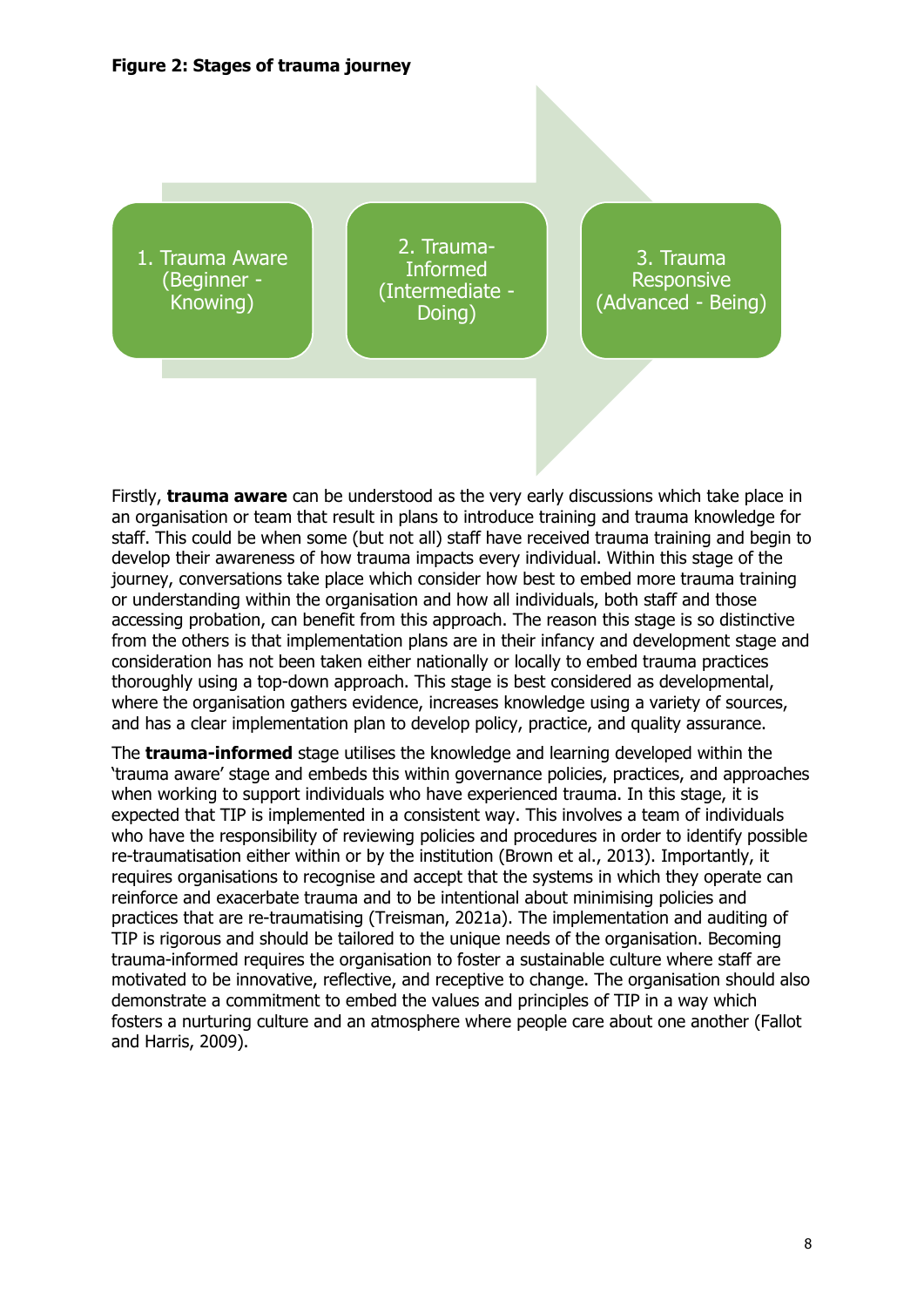**Figure 2: Stages of trauma journey**

1. Trauma Aware (Beginner - Knowing)

2. Trauma-Informed (Intermediate - Doing)

3. Trauma Responsive (Advanced - Being)

Firstly, **trauma aware** can be understood as the very early discussions which take place in an organisation or team that result in plans to introduce training and trauma knowledge for staff. This could be when some (but not all) staff have received trauma training and begin to develop their awareness of how trauma impacts every individual. Within this stage of the journey, conversations take place which consider how best to embed more trauma training or understanding within the organisation and how all individuals, both staff and those accessing probation, can benefit from this approach. The reason this stage is so distinctive from the others is that implementation plans are in their infancy and development stage and consideration has not been taken either nationally or locally to embed trauma practices thoroughly using a top-down approach. This stage is best considered as developmental, where the organisation gathers evidence, increases knowledge using a variety of sources, and has a clear implementation plan to develop policy, practice, and quality assurance.

The **trauma-informed** stage utilises the knowledge and learning developed within the 'trauma aware' stage and embeds this within governance policies, practices, and approaches when working to support individuals who have experienced trauma. In this stage, it is expected that TIP is implemented in a consistent way. This involves a team of individuals who have the responsibility of reviewing policies and procedures in order to identify possible re-traumatisation either within or by the institution (Brown et al., 2013). Importantly, it requires organisations to recognise and accept that the systems in which they operate can reinforce and exacerbate trauma and to be intentional about minimising policies and practices that are re-traumatising (Treisman, 2021a). The implementation and auditing of TIP is rigorous and should be tailored to the unique needs of the organisation. Becoming trauma-informed requires the organisation to foster a sustainable culture where staff are motivated to be innovative, reflective, and receptive to change. The organisation should also demonstrate a commitment to embed the values and principles of TIP in a way which fosters a nurturing culture and an atmosphere where people care about one another (Fallot and Harris, 2009).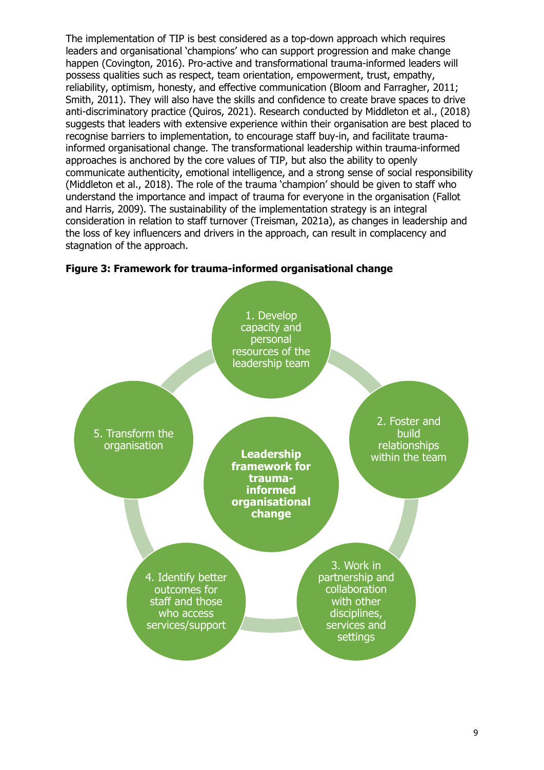The implementation of TIP is best considered as a top-down approach which requires leaders and organisational 'champions' who can support progression and make change happen (Covington, 2016). Pro-active and transformational trauma-informed leaders will possess qualities such as respect, team orientation, empowerment, trust, empathy, reliability, optimism, honesty, and effective communication (Bloom and Farragher, 2011; Smith, 2011). They will also have the skills and confidence to create brave spaces to drive anti-discriminatory practice (Quiros, 2021). Research conducted by Middleton et al., (2018) suggests that leaders with extensive experience within their organisation are best placed to recognise barriers to implementation, to encourage staff buy-in, and facilitate trauma-informed organisational change. The transformational leadership within trauma-informed approaches is anchored by the core values of TIP, but also the ability to openly communicate authenticity, emotional intelligence, and a strong sense of social responsibility (Middleton et al., 2018). The role of the trauma 'champion' should be given to staff who understand the importance and impact of trauma for everyone in the organisation (Fallot and Harris, 2009). The sustainability of the implementation strategy is an integral consideration in relation to staff turnover (Treisman, 2021a), as changes in leadership and the loss of key influencers and drivers in the approach, can result in complacency and stagnation of the approach.

**Figure 3: Framework for trauma-informed organisational change**

**Leadership framework for trauma-informed organisational change**

1. Develop capacity and personal resources of the leadership team

2. Foster and build relationships within the team

3. Work in partnership and collaboration with other disciplines, services and settings

4. Identify better outcomes for staff and those who access services/support

5. Transform the organisation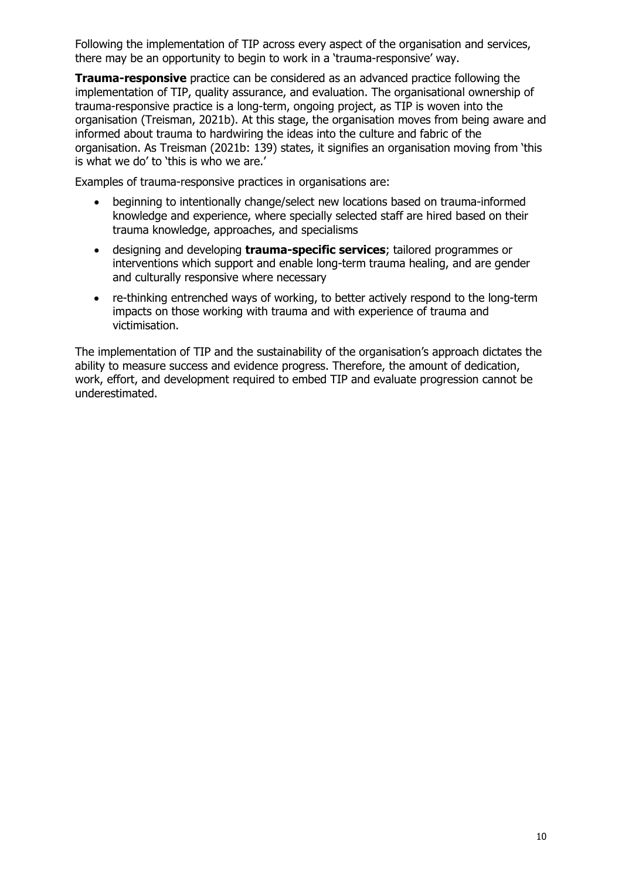Following the implementation of TIP across every aspect of the organisation and services, there may be an opportunity to begin to work in a 'trauma-responsive' way.

**Trauma-responsive** practice can be considered as an advanced practice following the implementation of TIP, quality assurance, and evaluation. The organisational ownership of trauma-responsive practice is a long-term, ongoing project, as TIP is woven into the organisation (Treisman, 2021b). At this stage, the organisation moves from being aware and informed about trauma to hardwiring the ideas into the culture and fabric of the organisation. As Treisman (2021b: 139) states, it signifies an organisation moving from 'this is what we do' to 'this is who we are.'

Examples of trauma-responsive practices in organisations are:

- beginning to intentionally change/select new locations based on trauma-informed knowledge and experience, where specially selected staff are hired based on their trauma knowledge, approaches, and specialisms
- designing and developing **trauma-specific services**; tailored programmes or interventions which support and enable long-term trauma healing, and are gender and culturally responsive where necessary
- re-thinking entrenched ways of working, to better actively respond to the long-term impacts on those working with trauma and with experience of trauma and victimisation.

The implementation of TIP and the sustainability of the organisation's approach dictates the ability to measure success and evidence progress. Therefore, the amount of dedication, work, effort, and development required to embed TIP and evaluate progression cannot be underestimated.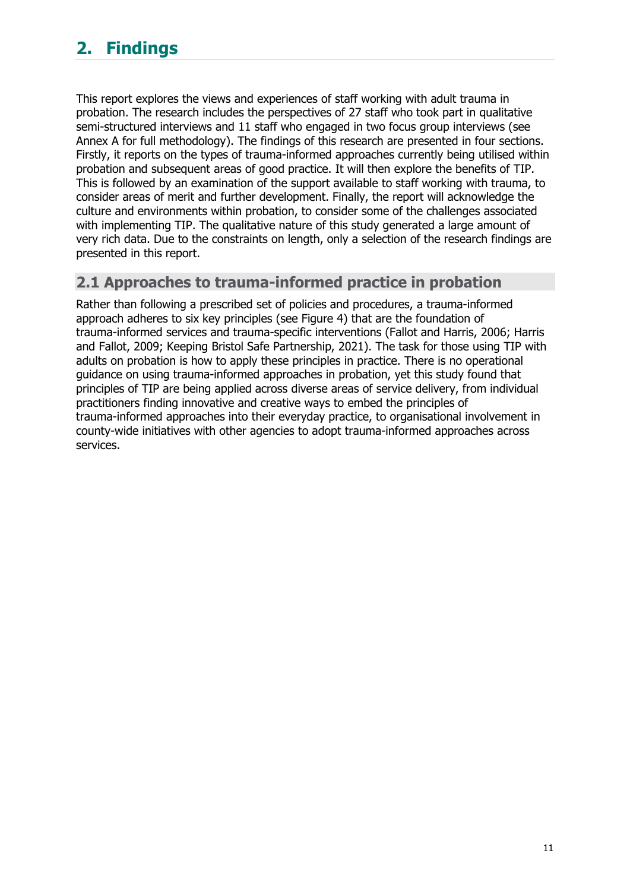# 2. Findings

This report explores the views and experiences of staff working with adult trauma in probation. The research includes the perspectives of 27 staff who took part in qualitative semi-structured interviews and 11 staff who engaged in two focus group interviews (see Annex A for full methodology). The findings of this research are presented in four sections. Firstly, it reports on the types of trauma-informed approaches currently being utilised within probation and subsequent areas of good practice. It will then explore the benefits of TIP. This is followed by an examination of the support available to staff working with trauma, to consider areas of merit and further development. Finally, the report will acknowledge the culture and environments within probation, to consider some of the challenges associated with implementing TIP. The qualitative nature of this study generated a large amount of very rich data. Due to the constraints on length, only a selection of the research findings are presented in this report.

## 2.1 Approaches to trauma-informed practice in probation

Rather than following a prescribed set of policies and procedures, a trauma-informed approach adheres to six key principles (see Figure 4) that are the foundation of trauma-informed services and trauma-specific interventions (Fallot and Harris, 2006; Harris and Fallot, 2009; Keeping Bristol Safe Partnership, 2021). The task for those using TIP with adults on probation is how to apply these principles in practice. There is no operational guidance on using trauma-informed approaches in probation, yet this study found that principles of TIP are being applied across diverse areas of service delivery, from individual practitioners finding innovative and creative ways to embed the principles of trauma-informed approaches into their everyday practice, to organisational involvement in county-wide initiatives with other agencies to adopt trauma-informed approaches across services.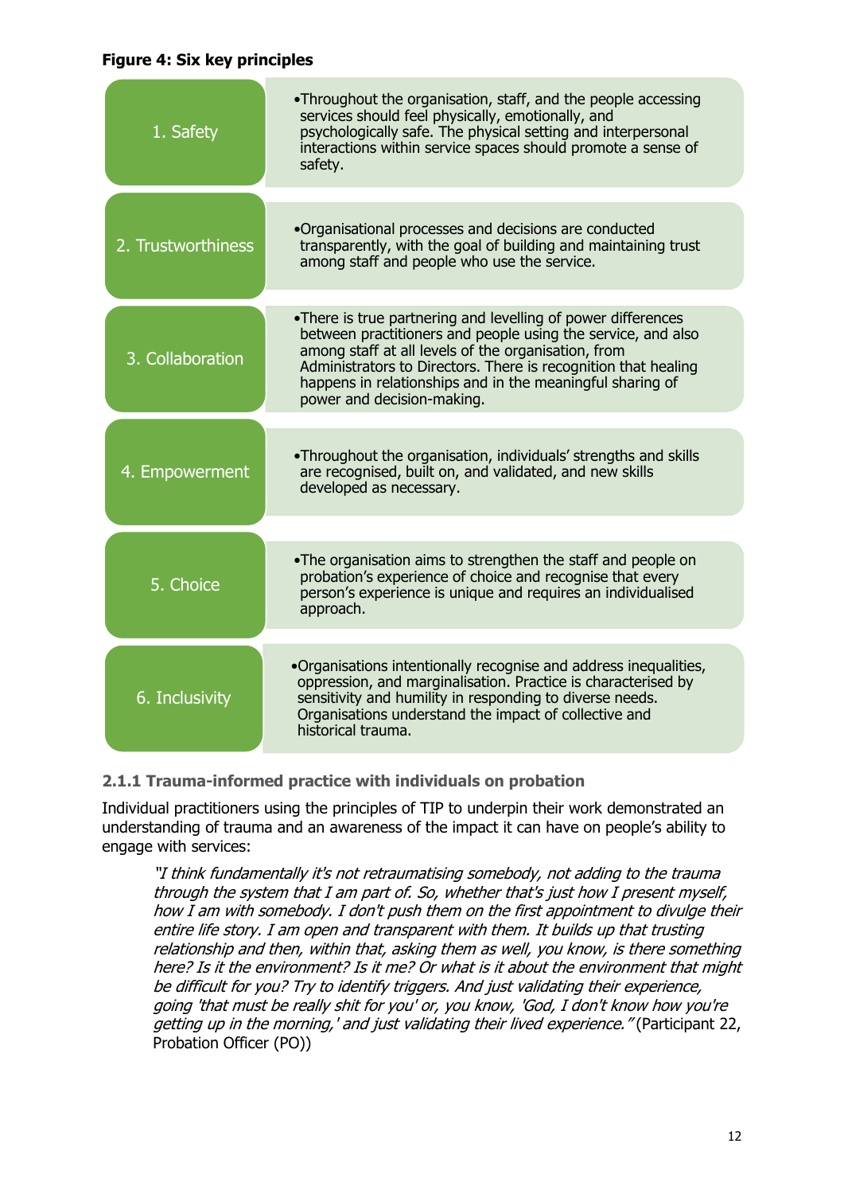**Figure 4: Six key principles**

| | |
|---|---|
| 1. Safety | • Throughout the organisation, staff, and the people accessing services should feel physically, emotionally, and psychologically safe. The physical setting and interpersonal interactions within service spaces should promote a sense of safety. |
| 2. Trustworthiness | • Organisational processes and decisions are conducted transparently, with the goal of building and maintaining trust among staff and people who use the service. |
| 3. Collaboration | • There is true partnering and levelling of power differences between practitioners and people using the service, and also among staff at all levels of the organisation, from Administrators to Directors. There is recognition that healing happens in relationships and in the meaningful sharing of power and decision-making. |
| 4. Empowerment | • Throughout the organisation, individuals' strengths and skills are recognised, built on, and validated, and new skills developed as necessary. |
| 5. Choice | • The organisation aims to strengthen the staff and people on probation's experience of choice and recognise that every person's experience is unique and requires an individualised approach. |
| 6. Inclusivity | • Organisations intentionally recognise and address inequalities, oppression, and marginalisation. Practice is characterised by sensitivity and humility in responding to diverse needs. Organisations understand the impact of collective and historical trauma. |

### 2.1.1 Trauma-informed practice with individuals on probation

Individual practitioners using the principles of TIP to underpin their work demonstrated an understanding of trauma and an awareness of the impact it can have on people's ability to engage with services:

> *"I think fundamentally it's not retraumatising somebody, not adding to the trauma through the system that I am part of. So, whether that's just how I present myself, how I am with somebody. I don't push them on the first appointment to divulge their entire life story. I am open and transparent with them. It builds up that trusting relationship and then, within that, asking them as well, you know, is there something here? Is it the environment? Is it me? Or what is it about the environment that might be difficult for you? Try to identify triggers. And just validating their experience, going 'that must be really shit for you' or, you know, 'God, I don't know how you're getting up in the morning,' and just validating their lived experience."* (Participant 22, Probation Officer (PO))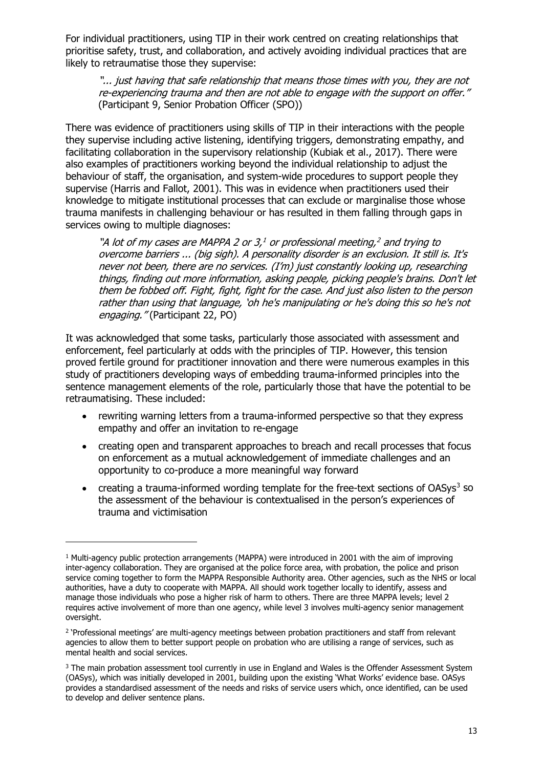For individual practitioners, using TIP in their work centred on creating relationships that prioritise safety, trust, and collaboration, and actively avoiding individual practices that are likely to retraumatise those they supervise:

> *"... just having that safe relationship that means those times with you, they are not re-experiencing trauma and then are not able to engage with the support on offer."* (Participant 9, Senior Probation Officer (SPO))

There was evidence of practitioners using skills of TIP in their interactions with the people they supervise including active listening, identifying triggers, demonstrating empathy, and facilitating collaboration in the supervisory relationship (Kubiak et al., 2017). There were also examples of practitioners working beyond the individual relationship to adjust the behaviour of staff, the organisation, and system-wide procedures to support people they supervise (Harris and Fallot, 2001). This was in evidence when practitioners used their knowledge to mitigate institutional processes that can exclude or marginalise those whose trauma manifests in challenging behaviour or has resulted in them falling through gaps in services owing to multiple diagnoses:

> *"A lot of my cases are MAPPA 2 or 3,[1] or professional meeting,[2] and trying to overcome barriers ... (big sigh). A personality disorder is an exclusion. It still is. It's never not been, there are no services. (I'm) just constantly looking up, researching things, finding out more information, asking people, picking people's brains. Don't let them be fobbed off. Fight, fight, fight for the case. And just also listen to the person rather than using that language, 'oh he's manipulating or he's doing this so he's not engaging."* (Participant 22, PO)

It was acknowledged that some tasks, particularly those associated with assessment and enforcement, feel particularly at odds with the principles of TIP. However, this tension proved fertile ground for practitioner innovation and there were numerous examples in this study of practitioners developing ways of embedding trauma-informed principles into the sentence management elements of the role, particularly those that have the potential to be retraumatising. These included:

- rewriting warning letters from a trauma-informed perspective so that they express empathy and offer an invitation to re-engage
- creating open and transparent approaches to breach and recall processes that focus on enforcement as a mutual acknowledgement of immediate challenges and an opportunity to co-produce a more meaningful way forward
- creating a trauma-informed wording template for the free-text sections of OASys[3] so the assessment of the behaviour is contextualised in the person's experiences of trauma and victimisation

---

[1] Multi-agency public protection arrangements (MAPPA) were introduced in 2001 with the aim of improving inter-agency collaboration. They are organised at the police force area, with probation, the police and prison service coming together to form the MAPPA Responsible Authority area. Other agencies, such as the NHS or local authorities, have a duty to cooperate with MAPPA. All should work together locally to identify, assess and manage those individuals who pose a higher risk of harm to others. There are three MAPPA levels; level 2 requires active involvement of more than one agency, while level 3 involves multi-agency senior management oversight.

[2] 'Professional meetings' are multi-agency meetings between probation practitioners and staff from relevant agencies to allow them to better support people on probation who are utilising a range of services, such as mental health and social services.

[3] The main probation assessment tool currently in use in England and Wales is the Offender Assessment System (OASys), which was initially developed in 2001, building upon the existing 'What Works' evidence base. OASys provides a standardised assessment of the needs and risks of service users which, once identified, can be used to develop and deliver sentence plans.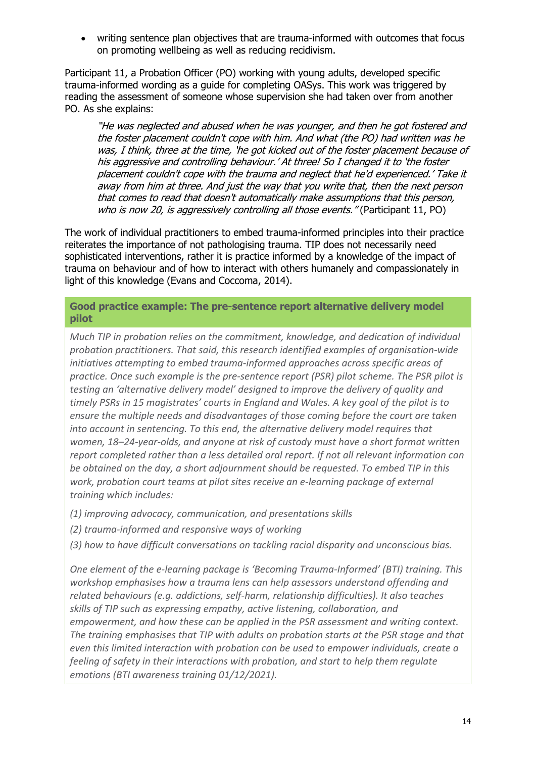- writing sentence plan objectives that are trauma-informed with outcomes that focus on promoting wellbeing as well as reducing recidivism.

Participant 11, a Probation Officer (PO) working with young adults, developed specific trauma-informed wording as a guide for completing OASys. This work was triggered by reading the assessment of someone whose supervision she had taken over from another PO. As she explains:

> *"He was neglected and abused when he was younger, and then he got fostered and the foster placement couldn't cope with him. And what (the PO) had written was he was, I think, three at the time, 'he got kicked out of the foster placement because of his aggressive and controlling behaviour.' At three! So I changed it to 'the foster placement couldn't cope with the trauma and neglect that he'd experienced.' Take it away from him at three. And just the way that you write that, then the next person that comes to read that doesn't automatically make assumptions that this person, who is now 20, is aggressively controlling all those events."* (Participant 11, PO)

The work of individual practitioners to embed trauma-informed principles into their practice reiterates the importance of not pathologising trauma. TIP does not necessarily need sophisticated interventions, rather it is practice informed by a knowledge of the impact of trauma on behaviour and of how to interact with others humanely and compassionately in light of this knowledge (Evans and Coccoma, 2014).

**Good practice example: The pre-sentence report alternative delivery model pilot**

*Much TIP in probation relies on the commitment, knowledge, and dedication of individual probation practitioners. That said, this research identified examples of organisation-wide initiatives attempting to embed trauma-informed approaches across specific areas of practice. Once such example is the pre-sentence report (PSR) pilot scheme. The PSR pilot is testing an 'alternative delivery model' designed to improve the delivery of quality and timely PSRs in 15 magistrates' courts in England and Wales. A key goal of the pilot is to ensure the multiple needs and disadvantages of those coming before the court are taken into account in sentencing. To this end, the alternative delivery model requires that women, 18–24-year-olds, and anyone at risk of custody must have a short format written report completed rather than a less detailed oral report. If not all relevant information can be obtained on the day, a short adjournment should be requested. To embed TIP in this work, probation court teams at pilot sites receive an e-learning package of external training which includes:*

*(1) improving advocacy, communication, and presentations skills*

*(2) trauma-informed and responsive ways of working*

*(3) how to have difficult conversations on tackling racial disparity and unconscious bias.*

*One element of the e-learning package is 'Becoming Trauma-Informed' (BTI) training. This workshop emphasises how a trauma lens can help assessors understand offending and related behaviours (e.g. addictions, self-harm, relationship difficulties). It also teaches skills of TIP such as expressing empathy, active listening, collaboration, and empowerment, and how these can be applied in the PSR assessment and writing context. The training emphasises that TIP with adults on probation starts at the PSR stage and that even this limited interaction with probation can be used to empower individuals, create a feeling of safety in their interactions with probation, and start to help them regulate emotions (BTI awareness training 01/12/2021).*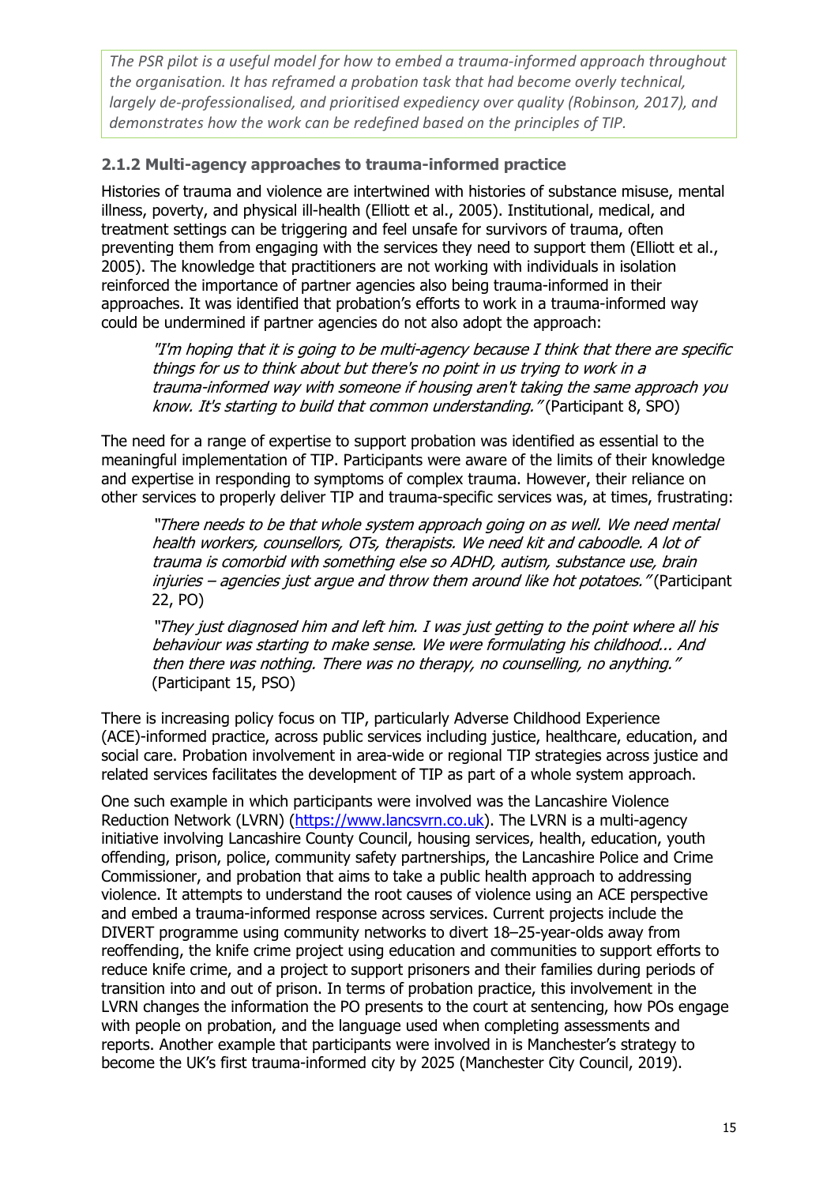*The PSR pilot is a useful model for how to embed a trauma-informed approach throughout the organisation. It has reframed a probation task that had become overly technical, largely de-professionalised, and prioritised expediency over quality (Robinson, 2017), and demonstrates how the work can be redefined based on the principles of TIP.*

### 2.1.2 Multi-agency approaches to trauma-informed practice

Histories of trauma and violence are intertwined with histories of substance misuse, mental illness, poverty, and physical ill-health (Elliott et al., 2005). Institutional, medical, and treatment settings can be triggering and feel unsafe for survivors of trauma, often preventing them from engaging with the services they need to support them (Elliott et al., 2005). The knowledge that practitioners are not working with individuals in isolation reinforced the importance of partner agencies also being trauma-informed in their approaches. It was identified that probation's efforts to work in a trauma-informed way could be undermined if partner agencies do not also adopt the approach:

> *"I'm hoping that it is going to be multi-agency because I think that there are specific things for us to think about but there's no point in us trying to work in a trauma-informed way with someone if housing aren't taking the same approach you know. It's starting to build that common understanding."* (Participant 8, SPO)

The need for a range of expertise to support probation was identified as essential to the meaningful implementation of TIP. Participants were aware of the limits of their knowledge and expertise in responding to symptoms of complex trauma. However, their reliance on other services to properly deliver TIP and trauma-specific services was, at times, frustrating:

> *"There needs to be that whole system approach going on as well. We need mental health workers, counsellors, OTs, therapists. We need kit and caboodle. A lot of trauma is comorbid with something else so ADHD, autism, substance use, brain injuries – agencies just argue and throw them around like hot potatoes."* (Participant 22, PO)

> *"They just diagnosed him and left him. I was just getting to the point where all his behaviour was starting to make sense. We were formulating his childhood... And then there was nothing. There was no therapy, no counselling, no anything."* (Participant 15, PSO)

There is increasing policy focus on TIP, particularly Adverse Childhood Experience (ACE)-informed practice, across public services including justice, healthcare, education, and social care. Probation involvement in area-wide or regional TIP strategies across justice and related services facilitates the development of TIP as part of a whole system approach.

One such example in which participants were involved was the Lancashire Violence Reduction Network (LVRN) (https://www.lancsvrn.co.uk). The LVRN is a multi-agency initiative involving Lancashire County Council, housing services, health, education, youth offending, prison, police, community safety partnerships, the Lancashire Police and Crime Commissioner, and probation that aims to take a public health approach to addressing violence. It attempts to understand the root causes of violence using an ACE perspective and embed a trauma-informed response across services. Current projects include the DIVERT programme using community networks to divert 18–25-year-olds away from reoffending, the knife crime project using education and communities to support efforts to reduce knife crime, and a project to support prisoners and their families during periods of transition into and out of prison. In terms of probation practice, this involvement in the LVRN changes the information the PO presents to the court at sentencing, how POs engage with people on probation, and the language used when completing assessments and reports. Another example that participants were involved in is Manchester's strategy to become the UK's first trauma-informed city by 2025 (Manchester City Council, 2019).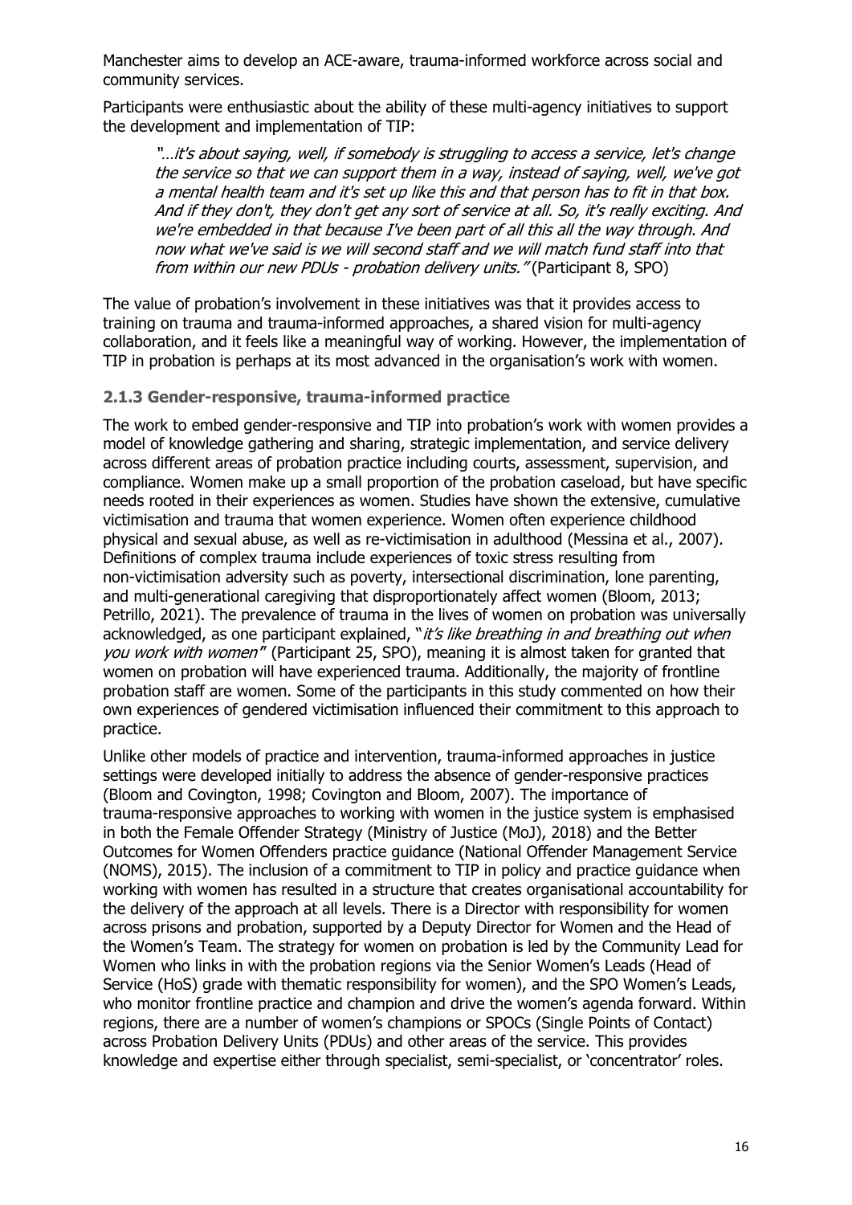Manchester aims to develop an ACE-aware, trauma-informed workforce across social and community services.

Participants were enthusiastic about the ability of these multi-agency initiatives to support the development and implementation of TIP:

> *"…it's about saying, well, if somebody is struggling to access a service, let's change the service so that we can support them in a way, instead of saying, well, we've got a mental health team and it's set up like this and that person has to fit in that box. And if they don't, they don't get any sort of service at all. So, it's really exciting. And we're embedded in that because I've been part of all this all the way through. And now what we've said is we will second staff and we will match fund staff into that from within our new PDUs - probation delivery units."* (Participant 8, SPO)

The value of probation's involvement in these initiatives was that it provides access to training on trauma and trauma-informed approaches, a shared vision for multi-agency collaboration, and it feels like a meaningful way of working. However, the implementation of TIP in probation is perhaps at its most advanced in the organisation's work with women.

### 2.1.3 Gender-responsive, trauma-informed practice

The work to embed gender-responsive and TIP into probation's work with women provides a model of knowledge gathering and sharing, strategic implementation, and service delivery across different areas of probation practice including courts, assessment, supervision, and compliance. Women make up a small proportion of the probation caseload, but have specific needs rooted in their experiences as women. Studies have shown the extensive, cumulative victimisation and trauma that women experience. Women often experience childhood physical and sexual abuse, as well as re-victimisation in adulthood (Messina et al., 2007). Definitions of complex trauma include experiences of toxic stress resulting from non-victimisation adversity such as poverty, intersectional discrimination, lone parenting, and multi-generational caregiving that disproportionately affect women (Bloom, 2013; Petrillo, 2021). The prevalence of trauma in the lives of women on probation was universally acknowledged, as one participant explained, "*it's like breathing in and breathing out when you work with women*" (Participant 25, SPO), meaning it is almost taken for granted that women on probation will have experienced trauma. Additionally, the majority of frontline probation staff are women. Some of the participants in this study commented on how their own experiences of gendered victimisation influenced their commitment to this approach to practice.

Unlike other models of practice and intervention, trauma-informed approaches in justice settings were developed initially to address the absence of gender-responsive practices (Bloom and Covington, 1998; Covington and Bloom, 2007). The importance of trauma-responsive approaches to working with women in the justice system is emphasised in both the Female Offender Strategy (Ministry of Justice (MoJ), 2018) and the Better Outcomes for Women Offenders practice guidance (National Offender Management Service (NOMS), 2015). The inclusion of a commitment to TIP in policy and practice guidance when working with women has resulted in a structure that creates organisational accountability for the delivery of the approach at all levels. There is a Director with responsibility for women across prisons and probation, supported by a Deputy Director for Women and the Head of the Women's Team. The strategy for women on probation is led by the Community Lead for Women who links in with the probation regions via the Senior Women's Leads (Head of Service (HoS) grade with thematic responsibility for women), and the SPO Women's Leads, who monitor frontline practice and champion and drive the women's agenda forward. Within regions, there are a number of women's champions or SPOCs (Single Points of Contact) across Probation Delivery Units (PDUs) and other areas of the service. This provides knowledge and expertise either through specialist, semi-specialist, or 'concentrator' roles.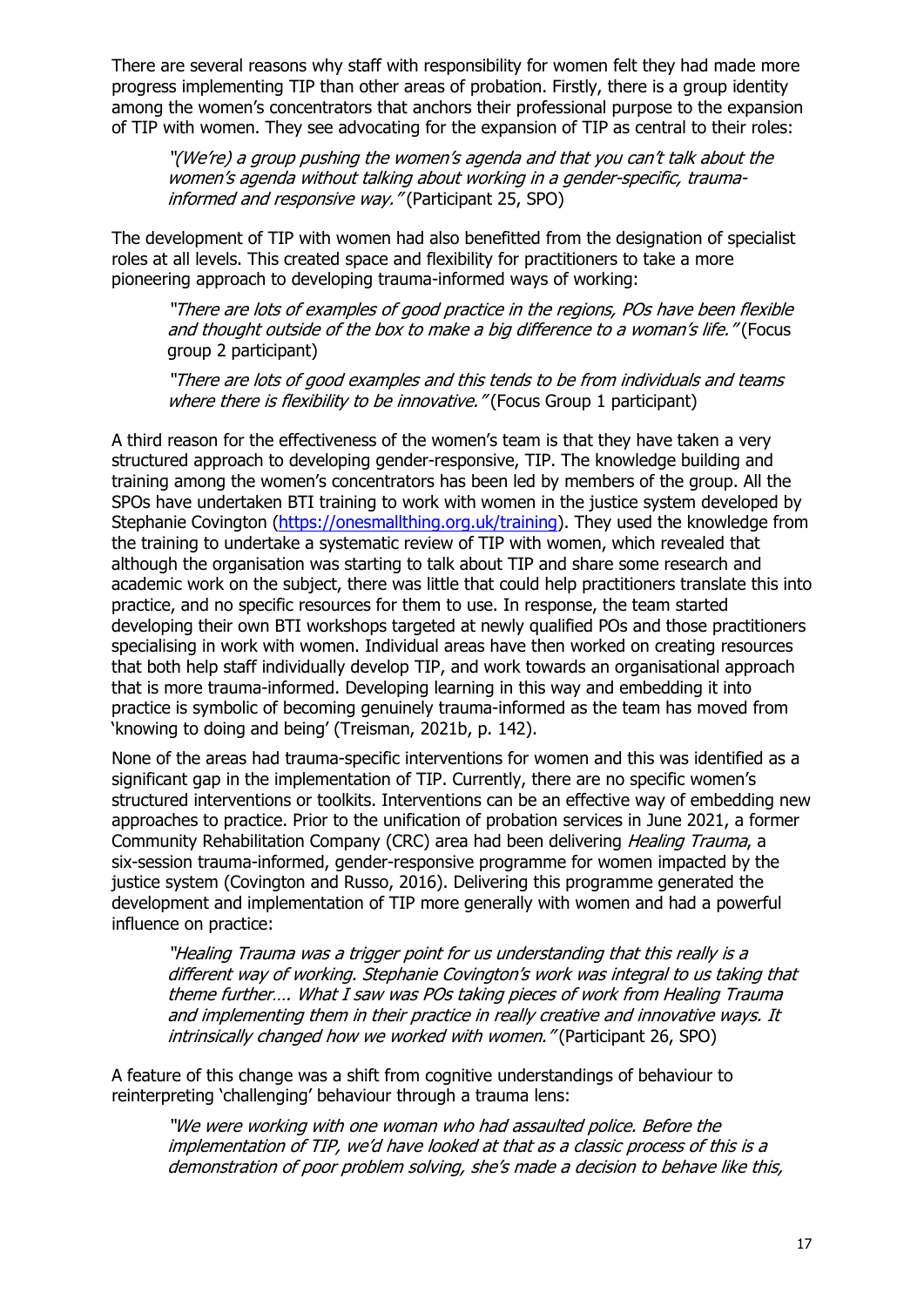There are several reasons why staff with responsibility for women felt they had made more progress implementing TIP than other areas of probation. Firstly, there is a group identity among the women's concentrators that anchors their professional purpose to the expansion of TIP with women. They see advocating for the expansion of TIP as central to their roles:

> *"(We're) a group pushing the women's agenda and that you can't talk about the women's agenda without talking about working in a gender-specific, trauma-informed and responsive way."* (Participant 25, SPO)

The development of TIP with women had also benefitted from the designation of specialist roles at all levels. This created space and flexibility for practitioners to take a more pioneering approach to developing trauma-informed ways of working:

> *"There are lots of examples of good practice in the regions, POs have been flexible and thought outside of the box to make a big difference to a woman's life."* (Focus group 2 participant)

> *"There are lots of good examples and this tends to be from individuals and teams where there is flexibility to be innovative."* (Focus Group 1 participant)

A third reason for the effectiveness of the women's team is that they have taken a very structured approach to developing gender-responsive, TIP. The knowledge building and training among the women's concentrators has been led by members of the group. All the SPOs have undertaken BTI training to work with women in the justice system developed by Stephanie Covington ([https://onesmallthing.org.uk/training](https://onesmallthing.org.uk/training)). They used the knowledge from the training to undertake a systematic review of TIP with women, which revealed that although the organisation was starting to talk about TIP and share some research and academic work on the subject, there was little that could help practitioners translate this into practice, and no specific resources for them to use. In response, the team started developing their own BTI workshops targeted at newly qualified POs and those practitioners specialising in work with women. Individual areas have then worked on creating resources that both help staff individually develop TIP, and work towards an organisational approach that is more trauma-informed. Developing learning in this way and embedding it into practice is symbolic of becoming genuinely trauma-informed as the team has moved from 'knowing to doing and being' (Treisman, 2021b, p. 142).

None of the areas had trauma-specific interventions for women and this was identified as a significant gap in the implementation of TIP. Currently, there are no specific women's structured interventions or toolkits. Interventions can be an effective way of embedding new approaches to practice. Prior to the unification of probation services in June 2021, a former Community Rehabilitation Company (CRC) area had been delivering *Healing Trauma*, a six-session trauma-informed, gender-responsive programme for women impacted by the justice system (Covington and Russo, 2016). Delivering this programme generated the development and implementation of TIP more generally with women and had a powerful influence on practice:

> *"Healing Trauma was a trigger point for us understanding that this really is a different way of working. Stephanie Covington's work was integral to us taking that theme further…. What I saw was POs taking pieces of work from Healing Trauma and implementing them in their practice in really creative and innovative ways. It intrinsically changed how we worked with women."* (Participant 26, SPO)

A feature of this change was a shift from cognitive understandings of behaviour to reinterpreting 'challenging' behaviour through a trauma lens:

> *"We were working with one woman who had assaulted police. Before the implementation of TIP, we'd have looked at that as a classic process of this is a demonstration of poor problem solving, she's made a decision to behave like this,*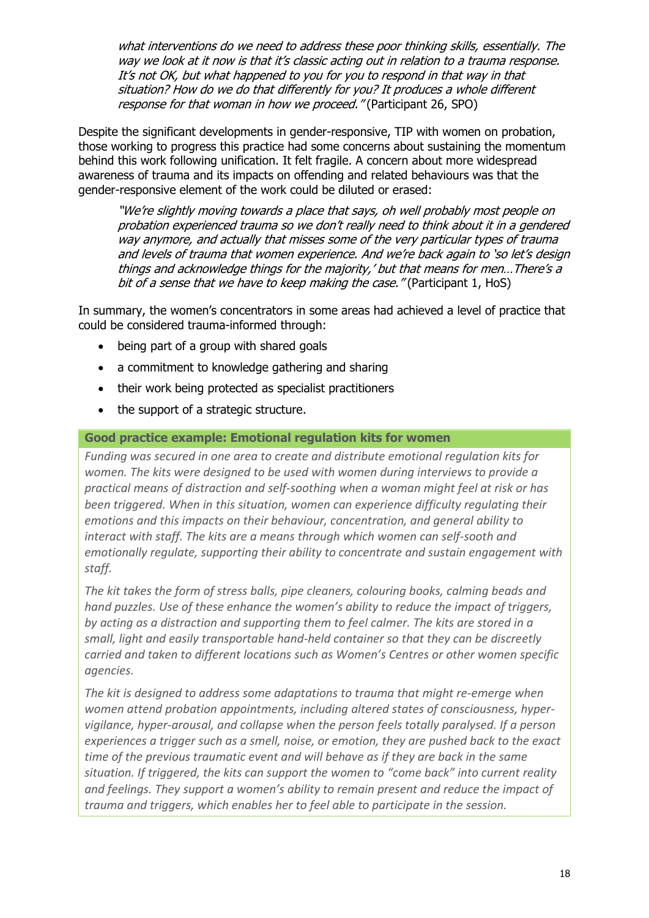*what interventions do we need to address these poor thinking skills, essentially. The way we look at it now is that it's classic acting out in relation to a trauma response. It's not OK, but what happened to you for you to respond in that way in that situation? How do we do that differently for you? It produces a whole different response for that woman in how we proceed."* (Participant 26, SPO)

Despite the significant developments in gender-responsive, TIP with women on probation, those working to progress this practice had some concerns about sustaining the momentum behind this work following unification. It felt fragile. A concern about more widespread awareness of trauma and its impacts on offending and related behaviours was that the gender-responsive element of the work could be diluted or erased:

> *"We're slightly moving towards a place that says, oh well probably most people on probation experienced trauma so we don't really need to think about it in a gendered way anymore, and actually that misses some of the very particular types of trauma and levels of trauma that women experience. And we're back again to 'so let's design things and acknowledge things for the majority,' but that means for men…There's a bit of a sense that we have to keep making the case."* (Participant 1, HoS)

In summary, the women's concentrators in some areas had achieved a level of practice that could be considered trauma-informed through:

- being part of a group with shared goals
- a commitment to knowledge gathering and sharing
- their work being protected as specialist practitioners
- the support of a strategic structure.

**Good practice example: Emotional regulation kits for women**

*Funding was secured in one area to create and distribute emotional regulation kits for women. The kits were designed to be used with women during interviews to provide a practical means of distraction and self-soothing when a woman might feel at risk or has been triggered. When in this situation, women can experience difficulty regulating their emotions and this impacts on their behaviour, concentration, and general ability to interact with staff. The kits are a means through which women can self-sooth and emotionally regulate, supporting their ability to concentrate and sustain engagement with staff.*

*The kit takes the form of stress balls, pipe cleaners, colouring books, calming beads and hand puzzles. Use of these enhance the women's ability to reduce the impact of triggers, by acting as a distraction and supporting them to feel calmer. The kits are stored in a small, light and easily transportable hand-held container so that they can be discreetly carried and taken to different locations such as Women's Centres or other women specific agencies.*

*The kit is designed to address some adaptations to trauma that might re-emerge when women attend probation appointments, including altered states of consciousness, hyper-vigilance, hyper-arousal, and collapse when the person feels totally paralysed. If a person experiences a trigger such as a smell, noise, or emotion, they are pushed back to the exact time of the previous traumatic event and will behave as if they are back in the same situation. If triggered, the kits can support the women to "come back" into current reality and feelings. They support a women's ability to remain present and reduce the impact of trauma and triggers, which enables her to feel able to participate in the session.*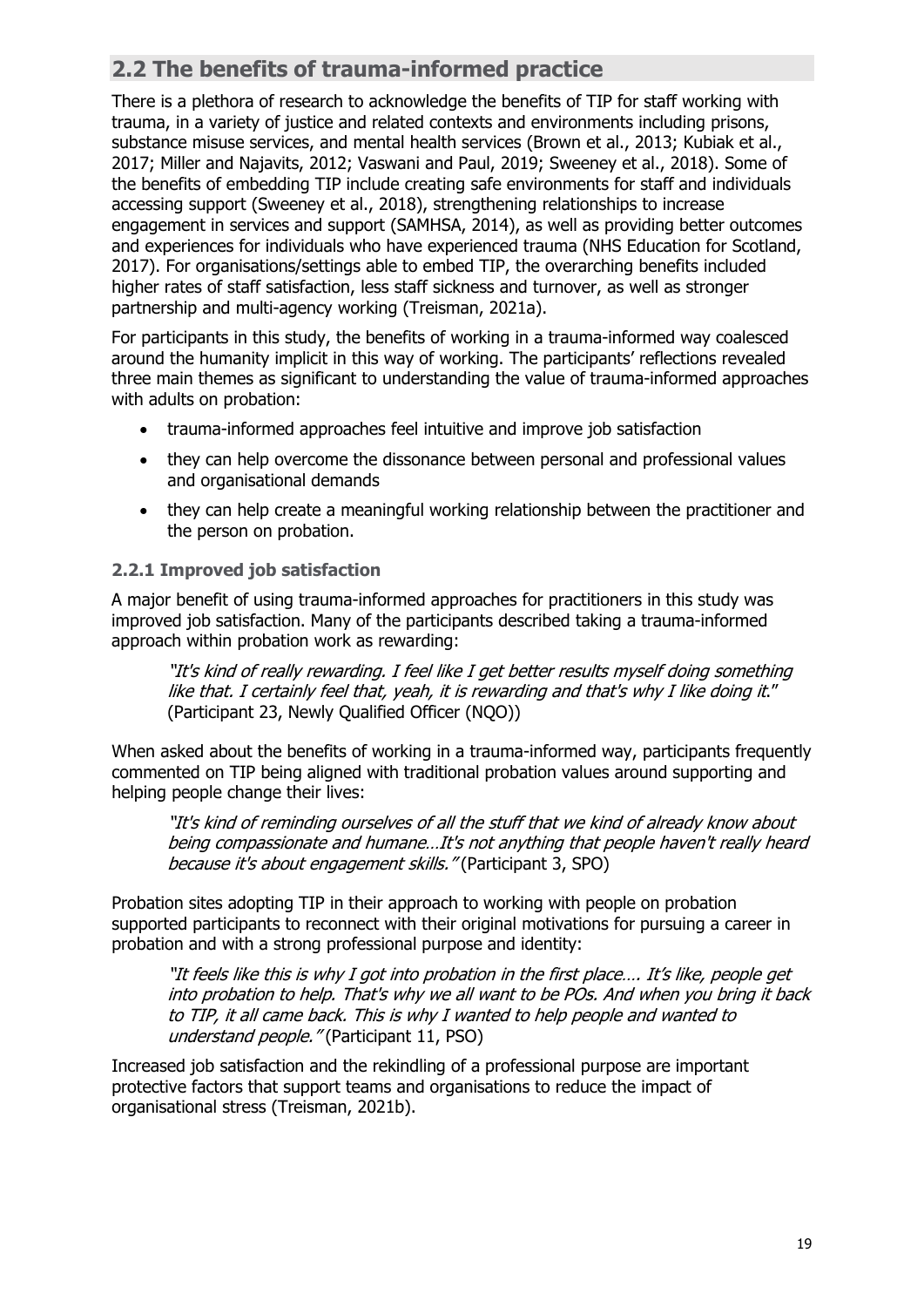## 2.2 The benefits of trauma-informed practice

There is a plethora of research to acknowledge the benefits of TIP for staff working with trauma, in a variety of justice and related contexts and environments including prisons, substance misuse services, and mental health services (Brown et al., 2013; Kubiak et al., 2017; Miller and Najavits, 2012; Vaswani and Paul, 2019; Sweeney et al., 2018). Some of the benefits of embedding TIP include creating safe environments for staff and individuals accessing support (Sweeney et al., 2018), strengthening relationships to increase engagement in services and support (SAMHSA, 2014), as well as providing better outcomes and experiences for individuals who have experienced trauma (NHS Education for Scotland, 2017). For organisations/settings able to embed TIP, the overarching benefits included higher rates of staff satisfaction, less staff sickness and turnover, as well as stronger partnership and multi-agency working (Treisman, 2021a).

For participants in this study, the benefits of working in a trauma-informed way coalesced around the humanity implicit in this way of working. The participants' reflections revealed three main themes as significant to understanding the value of trauma-informed approaches with adults on probation:

- trauma-informed approaches feel intuitive and improve job satisfaction
- they can help overcome the dissonance between personal and professional values and organisational demands
- they can help create a meaningful working relationship between the practitioner and the person on probation.

### 2.2.1 Improved job satisfaction

A major benefit of using trauma-informed approaches for practitioners in this study was improved job satisfaction. Many of the participants described taking a trauma-informed approach within probation work as rewarding:

> *"It's kind of really rewarding. I feel like I get better results myself doing something like that. I certainly feel that, yeah, it is rewarding and that's why I like doing it."* (Participant 23, Newly Qualified Officer (NQO))

When asked about the benefits of working in a trauma-informed way, participants frequently commented on TIP being aligned with traditional probation values around supporting and helping people change their lives:

> *"It's kind of reminding ourselves of all the stuff that we kind of already know about being compassionate and humane…It's not anything that people haven't really heard because it's about engagement skills."* (Participant 3, SPO)

Probation sites adopting TIP in their approach to working with people on probation supported participants to reconnect with their original motivations for pursuing a career in probation and with a strong professional purpose and identity:

> *"It feels like this is why I got into probation in the first place…. It's like, people get into probation to help. That's why we all want to be POs. And when you bring it back to TIP, it all came back. This is why I wanted to help people and wanted to understand people."* (Participant 11, PSO)

Increased job satisfaction and the rekindling of a professional purpose are important protective factors that support teams and organisations to reduce the impact of organisational stress (Treisman, 2021b).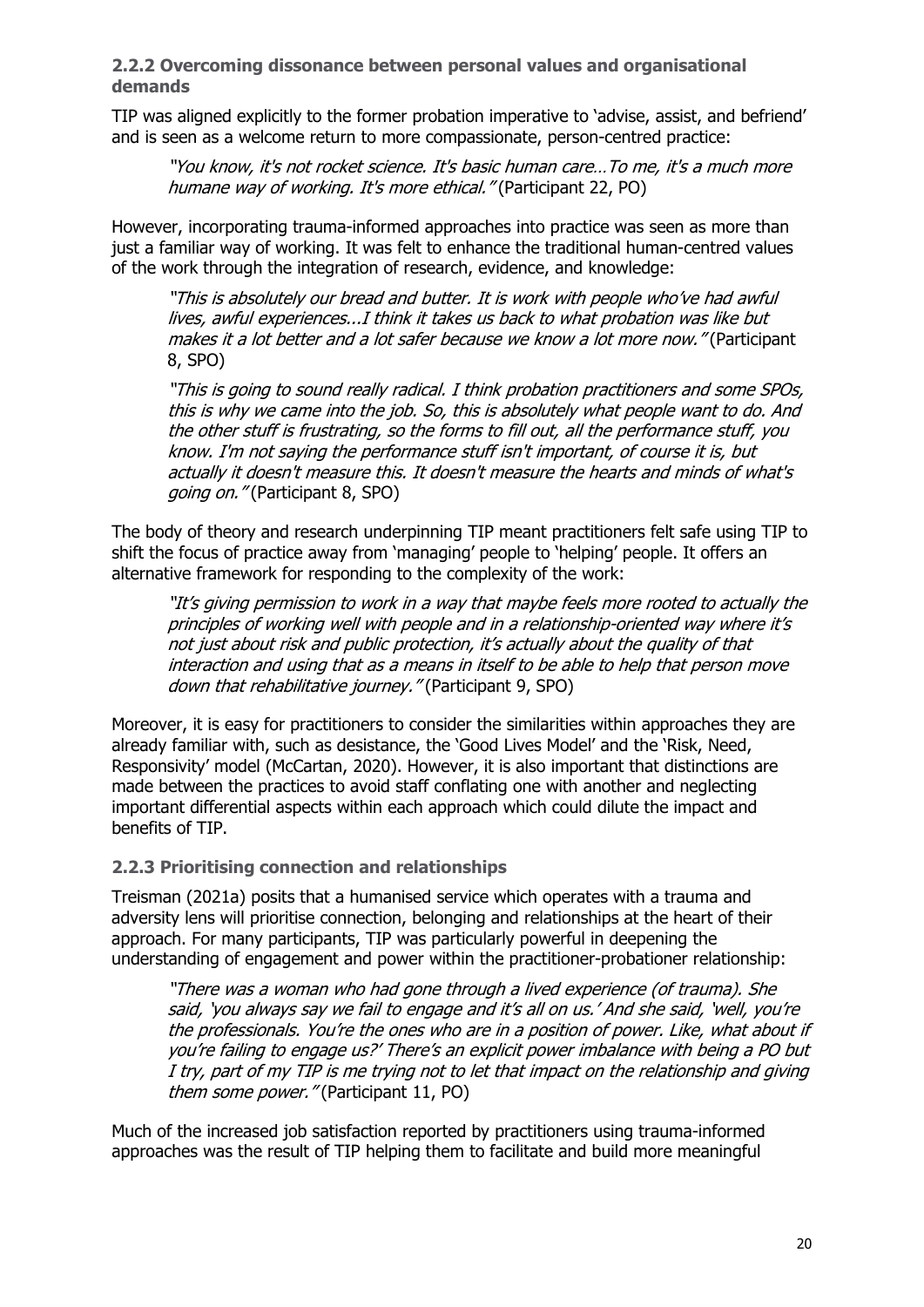### 2.2.2 Overcoming dissonance between personal values and organisational demands

TIP was aligned explicitly to the former probation imperative to 'advise, assist, and befriend' and is seen as a welcome return to more compassionate, person-centred practice:

> *"You know, it's not rocket science. It's basic human care…To me, it's a much more humane way of working. It's more ethical."* (Participant 22, PO)

However, incorporating trauma-informed approaches into practice was seen as more than just a familiar way of working. It was felt to enhance the traditional human-centred values of the work through the integration of research, evidence, and knowledge:

> *"This is absolutely our bread and butter. It is work with people who've had awful lives, awful experiences...I think it takes us back to what probation was like but makes it a lot better and a lot safer because we know a lot more now."* (Participant 8, SPO)

> *"This is going to sound really radical. I think probation practitioners and some SPOs, this is why we came into the job. So, this is absolutely what people want to do. And the other stuff is frustrating, so the forms to fill out, all the performance stuff, you know. I'm not saying the performance stuff isn't important, of course it is, but actually it doesn't measure this. It doesn't measure the hearts and minds of what's going on."* (Participant 8, SPO)

The body of theory and research underpinning TIP meant practitioners felt safe using TIP to shift the focus of practice away from 'managing' people to 'helping' people. It offers an alternative framework for responding to the complexity of the work:

> *"It's giving permission to work in a way that maybe feels more rooted to actually the principles of working well with people and in a relationship-oriented way where it's not just about risk and public protection, it's actually about the quality of that interaction and using that as a means in itself to be able to help that person move down that rehabilitative journey."* (Participant 9, SPO)

Moreover, it is easy for practitioners to consider the similarities within approaches they are already familiar with, such as desistance, the 'Good Lives Model' and the 'Risk, Need, Responsivity' model (McCartan, 2020). However, it is also important that distinctions are made between the practices to avoid staff conflating one with another and neglecting important differential aspects within each approach which could dilute the impact and benefits of TIP.

### 2.2.3 Prioritising connection and relationships

Treisman (2021a) posits that a humanised service which operates with a trauma and adversity lens will prioritise connection, belonging and relationships at the heart of their approach. For many participants, TIP was particularly powerful in deepening the understanding of engagement and power within the practitioner-probationer relationship:

> *"There was a woman who had gone through a lived experience (of trauma). She said, 'you always say we fail to engage and it's all on us.' And she said, 'well, you're the professionals. You're the ones who are in a position of power. Like, what about if you're failing to engage us?' There's an explicit power imbalance with being a PO but I try, part of my TIP is me trying not to let that impact on the relationship and giving them some power."* (Participant 11, PO)

Much of the increased job satisfaction reported by practitioners using trauma-informed approaches was the result of TIP helping them to facilitate and build more meaningful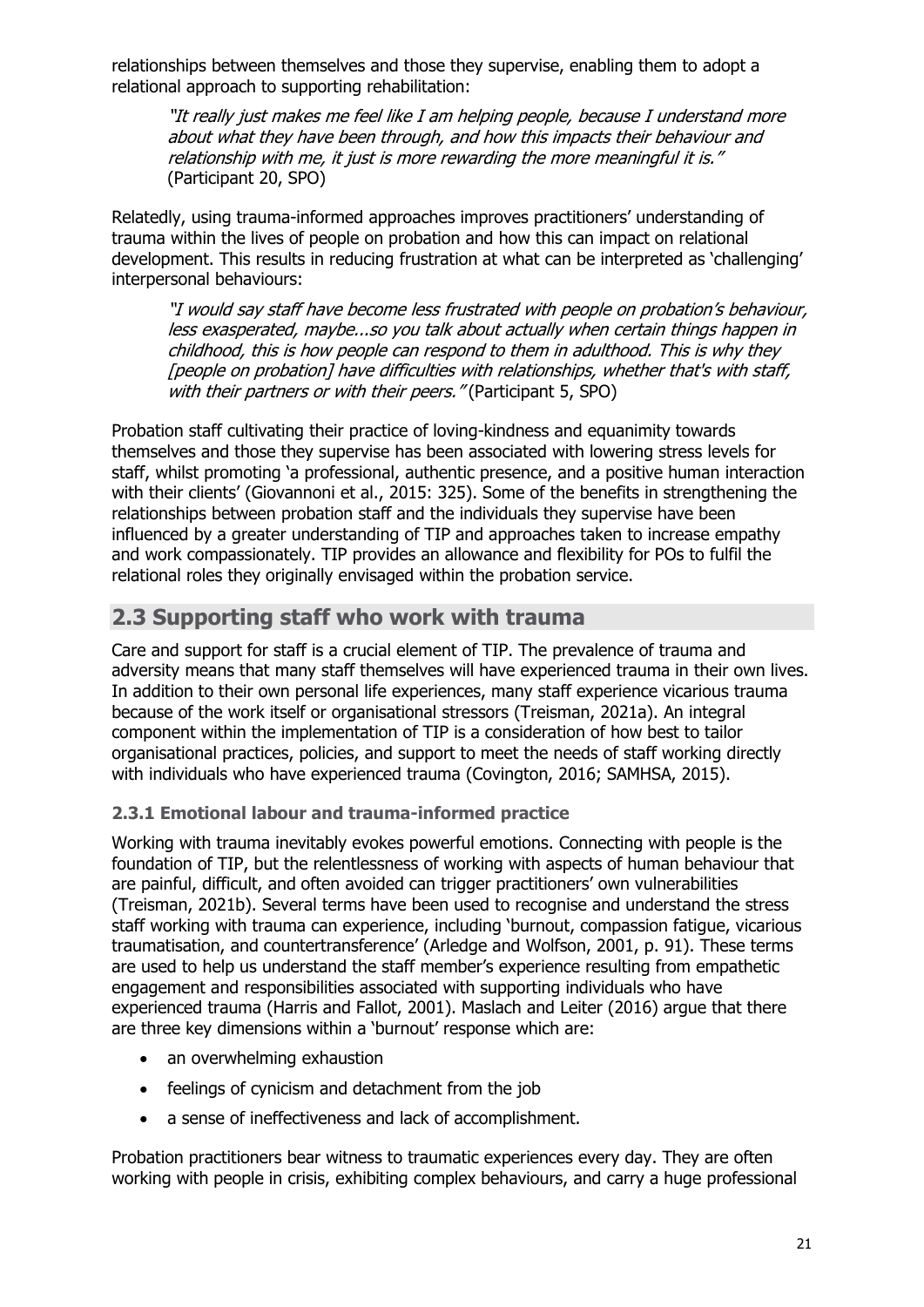relationships between themselves and those they supervise, enabling them to adopt a relational approach to supporting rehabilitation:

> *"It really just makes me feel like I am helping people, because I understand more about what they have been through, and how this impacts their behaviour and relationship with me, it just is more rewarding the more meaningful it is."* (Participant 20, SPO)

Relatedly, using trauma-informed approaches improves practitioners' understanding of trauma within the lives of people on probation and how this can impact on relational development. This results in reducing frustration at what can be interpreted as 'challenging' interpersonal behaviours:

> *"I would say staff have become less frustrated with people on probation's behaviour, less exasperated, maybe...so you talk about actually when certain things happen in childhood, this is how people can respond to them in adulthood. This is why they [people on probation] have difficulties with relationships, whether that's with staff, with their partners or with their peers."* (Participant 5, SPO)

Probation staff cultivating their practice of loving-kindness and equanimity towards themselves and those they supervise has been associated with lowering stress levels for staff, whilst promoting 'a professional, authentic presence, and a positive human interaction with their clients' (Giovannoni et al., 2015: 325). Some of the benefits in strengthening the relationships between probation staff and the individuals they supervise have been influenced by a greater understanding of TIP and approaches taken to increase empathy and work compassionately. TIP provides an allowance and flexibility for POs to fulfil the relational roles they originally envisaged within the probation service.

## 2.3 Supporting staff who work with trauma

Care and support for staff is a crucial element of TIP. The prevalence of trauma and adversity means that many staff themselves will have experienced trauma in their own lives. In addition to their own personal life experiences, many staff experience vicarious trauma because of the work itself or organisational stressors (Treisman, 2021a). An integral component within the implementation of TIP is a consideration of how best to tailor organisational practices, policies, and support to meet the needs of staff working directly with individuals who have experienced trauma (Covington, 2016; SAMHSA, 2015).

### 2.3.1 Emotional labour and trauma-informed practice

Working with trauma inevitably evokes powerful emotions. Connecting with people is the foundation of TIP, but the relentlessness of working with aspects of human behaviour that are painful, difficult, and often avoided can trigger practitioners' own vulnerabilities (Treisman, 2021b). Several terms have been used to recognise and understand the stress staff working with trauma can experience, including 'burnout, compassion fatigue, vicarious traumatisation, and countertransference' (Arledge and Wolfson, 2001, p. 91). These terms are used to help us understand the staff member's experience resulting from empathetic engagement and responsibilities associated with supporting individuals who have experienced trauma (Harris and Fallot, 2001). Maslach and Leiter (2016) argue that there are three key dimensions within a 'burnout' response which are:

- an overwhelming exhaustion
- feelings of cynicism and detachment from the job
- a sense of ineffectiveness and lack of accomplishment.

Probation practitioners bear witness to traumatic experiences every day. They are often working with people in crisis, exhibiting complex behaviours, and carry a huge professional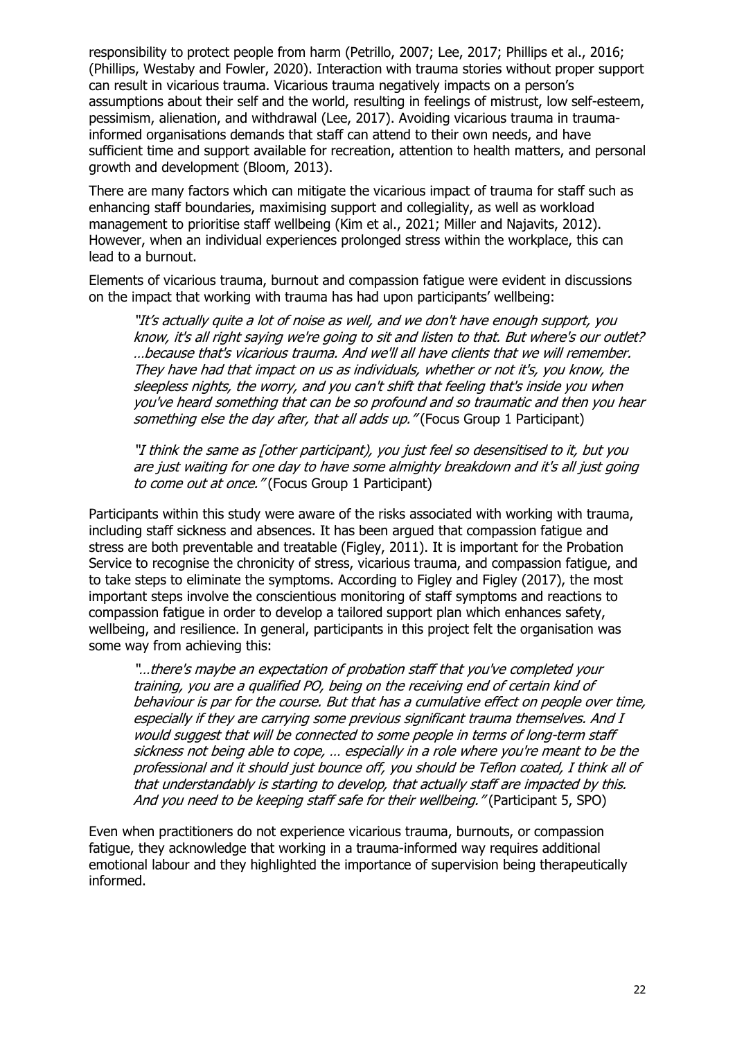responsibility to protect people from harm (Petrillo, 2007; Lee, 2017; Phillips et al., 2016; (Phillips, Westaby and Fowler, 2020). Interaction with trauma stories without proper support can result in vicarious trauma. Vicarious trauma negatively impacts on a person's assumptions about their self and the world, resulting in feelings of mistrust, low self-esteem, pessimism, alienation, and withdrawal (Lee, 2017). Avoiding vicarious trauma in trauma-informed organisations demands that staff can attend to their own needs, and have sufficient time and support available for recreation, attention to health matters, and personal growth and development (Bloom, 2013).

There are many factors which can mitigate the vicarious impact of trauma for staff such as enhancing staff boundaries, maximising support and collegiality, as well as workload management to prioritise staff wellbeing (Kim et al., 2021; Miller and Najavits, 2012). However, when an individual experiences prolonged stress within the workplace, this can lead to a burnout.

Elements of vicarious trauma, burnout and compassion fatigue were evident in discussions on the impact that working with trauma has had upon participants' wellbeing:

> *"It's actually quite a lot of noise as well, and we don't have enough support, you know, it's all right saying we're going to sit and listen to that. But where's our outlet? …because that's vicarious trauma. And we'll all have clients that we will remember. They have had that impact on us as individuals, whether or not it's, you know, the sleepless nights, the worry, and you can't shift that feeling that's inside you when you've heard something that can be so profound and so traumatic and then you hear something else the day after, that all adds up."* (Focus Group 1 Participant)

> *"I think the same as [other participant], you just feel so desensitised to it, but you are just waiting for one day to have some almighty breakdown and it's all just going to come out at once."* (Focus Group 1 Participant)

Participants within this study were aware of the risks associated with working with trauma, including staff sickness and absences. It has been argued that compassion fatigue and stress are both preventable and treatable (Figley, 2011). It is important for the Probation Service to recognise the chronicity of stress, vicarious trauma, and compassion fatigue, and to take steps to eliminate the symptoms. According to Figley and Figley (2017), the most important steps involve the conscientious monitoring of staff symptoms and reactions to compassion fatigue in order to develop a tailored support plan which enhances safety, wellbeing, and resilience. In general, participants in this project felt the organisation was some way from achieving this:

> *"…there's maybe an expectation of probation staff that you've completed your training, you are a qualified PO, being on the receiving end of certain kind of behaviour is par for the course. But that has a cumulative effect on people over time, especially if they are carrying some previous significant trauma themselves. And I would suggest that will be connected to some people in terms of long-term staff sickness not being able to cope, … especially in a role where you're meant to be the professional and it should just bounce off, you should be Teflon coated, I think all of that understandably is starting to develop, that actually staff are impacted by this. And you need to be keeping staff safe for their wellbeing."* (Participant 5, SPO)

Even when practitioners do not experience vicarious trauma, burnouts, or compassion fatigue, they acknowledge that working in a trauma-informed way requires additional emotional labour and they highlighted the importance of supervision being therapeutically informed.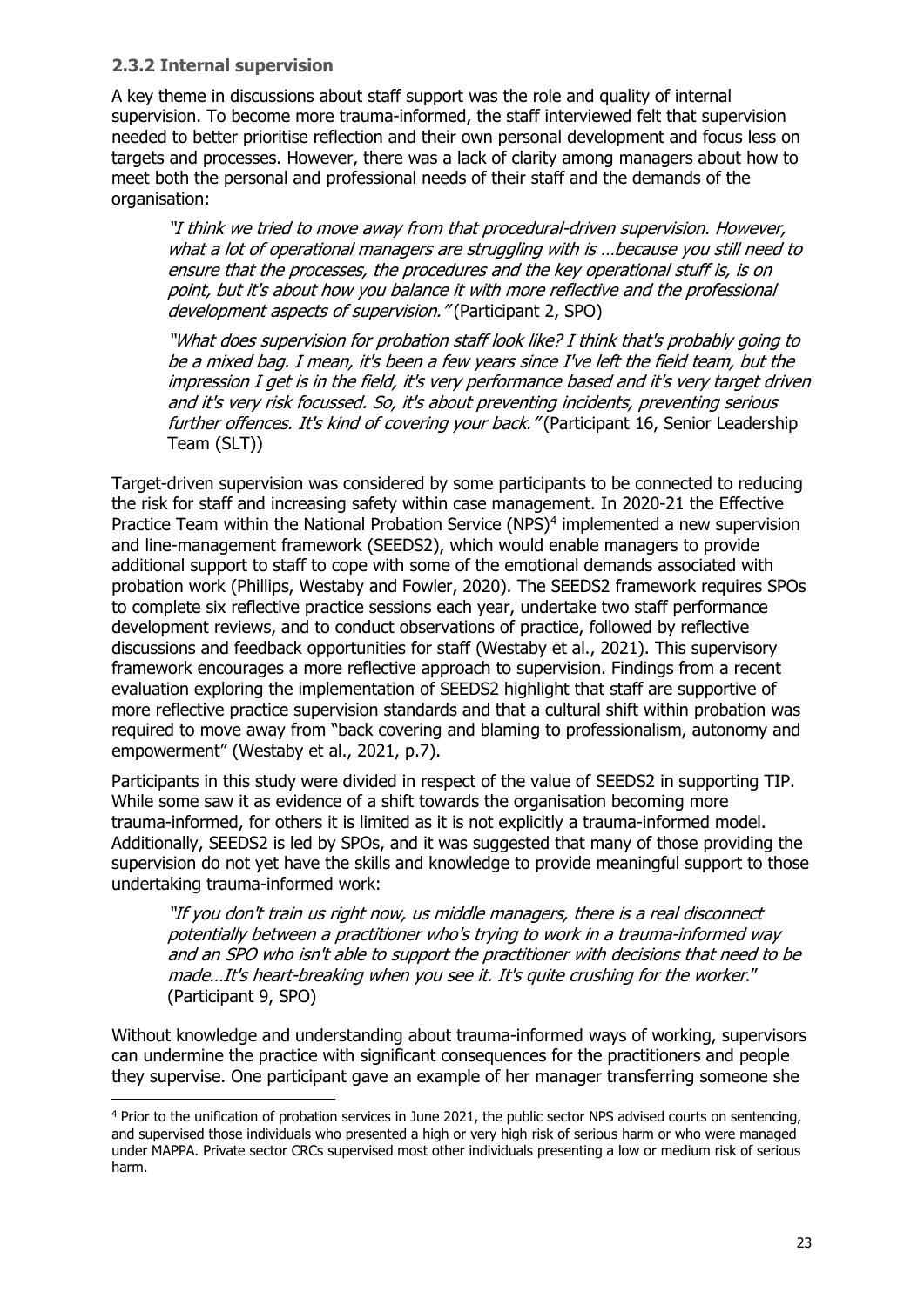### 2.3.2 Internal supervision

A key theme in discussions about staff support was the role and quality of internal supervision. To become more trauma-informed, the staff interviewed felt that supervision needed to better prioritise reflection and their own personal development and focus less on targets and processes. However, there was a lack of clarity among managers about how to meet both the personal and professional needs of their staff and the demands of the organisation:

> *"I think we tried to move away from that procedural-driven supervision. However, what a lot of operational managers are struggling with is …because you still need to ensure that the processes, the procedures and the key operational stuff is, is on point, but it's about how you balance it with more reflective and the professional development aspects of supervision."* (Participant 2, SPO)

> *"What does supervision for probation staff look like? I think that's probably going to be a mixed bag. I mean, it's been a few years since I've left the field team, but the impression I get is in the field, it's very performance based and it's very target driven and it's very risk focussed. So, it's about preventing incidents, preventing serious further offences. It's kind of covering your back."* (Participant 16, Senior Leadership Team (SLT))

Target-driven supervision was considered by some participants to be connected to reducing the risk for staff and increasing safety within case management. In 2020-21 the Effective Practice Team within the National Probation Service (NPS)[4] implemented a new supervision and line-management framework (SEEDS2), which would enable managers to provide additional support to staff to cope with some of the emotional demands associated with probation work (Phillips, Westaby and Fowler, 2020). The SEEDS2 framework requires SPOs to complete six reflective practice sessions each year, undertake two staff performance development reviews, and to conduct observations of practice, followed by reflective discussions and feedback opportunities for staff (Westaby et al., 2021). This supervisory framework encourages a more reflective approach to supervision. Findings from a recent evaluation exploring the implementation of SEEDS2 highlight that staff are supportive of more reflective practice supervision standards and that a cultural shift within probation was required to move away from "back covering and blaming to professionalism, autonomy and empowerment" (Westaby et al., 2021, p.7).

Participants in this study were divided in respect of the value of SEEDS2 in supporting TIP. While some saw it as evidence of a shift towards the organisation becoming more trauma-informed, for others it is limited as it is not explicitly a trauma-informed model. Additionally, SEEDS2 is led by SPOs, and it was suggested that many of those providing the supervision do not yet have the skills and knowledge to provide meaningful support to those undertaking trauma-informed work:

> *"If you don't train us right now, us middle managers, there is a real disconnect potentially between a practitioner who's trying to work in a trauma-informed way and an SPO who isn't able to support the practitioner with decisions that need to be made…It's heart-breaking when you see it. It's quite crushing for the worker."* (Participant 9, SPO)

Without knowledge and understanding about trauma-informed ways of working, supervisors can undermine the practice with significant consequences for the practitioners and people they supervise. One participant gave an example of her manager transferring someone she

---

[4] Prior to the unification of probation services in June 2021, the public sector NPS advised courts on sentencing, and supervised those individuals who presented a high or very high risk of serious harm or who were managed under MAPPA. Private sector CRCs supervised most other individuals presenting a low or medium risk of serious harm.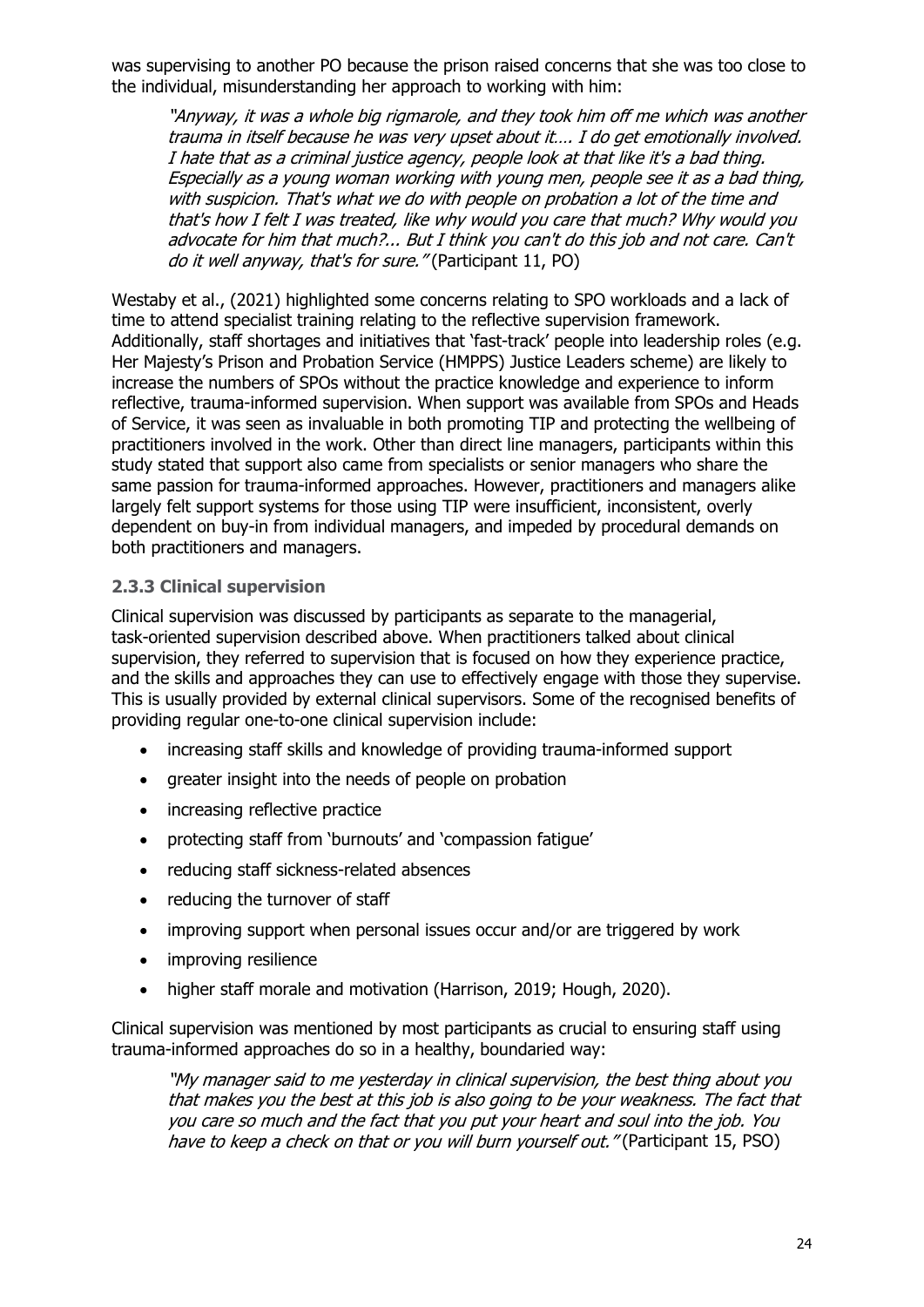was supervising to another PO because the prison raised concerns that she was too close to the individual, misunderstanding her approach to working with him:

> *"Anyway, it was a whole big rigmarole, and they took him off me which was another trauma in itself because he was very upset about it…. I do get emotionally involved. I hate that as a criminal justice agency, people look at that like it's a bad thing. Especially as a young woman working with young men, people see it as a bad thing, with suspicion. That's what we do with people on probation a lot of the time and that's how I felt I was treated, like why would you care that much? Why would you advocate for him that much?... But I think you can't do this job and not care. Can't do it well anyway, that's for sure."* (Participant 11, PO)

Westaby et al., (2021) highlighted some concerns relating to SPO workloads and a lack of time to attend specialist training relating to the reflective supervision framework. Additionally, staff shortages and initiatives that 'fast-track' people into leadership roles (e.g. Her Majesty's Prison and Probation Service (HMPPS) Justice Leaders scheme) are likely to increase the numbers of SPOs without the practice knowledge and experience to inform reflective, trauma-informed supervision. When support was available from SPOs and Heads of Service, it was seen as invaluable in both promoting TIP and protecting the wellbeing of practitioners involved in the work. Other than direct line managers, participants within this study stated that support also came from specialists or senior managers who share the same passion for trauma-informed approaches. However, practitioners and managers alike largely felt support systems for those using TIP were insufficient, inconsistent, overly dependent on buy-in from individual managers, and impeded by procedural demands on both practitioners and managers.

### 2.3.3 Clinical supervision

Clinical supervision was discussed by participants as separate to the managerial, task-oriented supervision described above. When practitioners talked about clinical supervision, they referred to supervision that is focused on how they experience practice, and the skills and approaches they can use to effectively engage with those they supervise. This is usually provided by external clinical supervisors. Some of the recognised benefits of providing regular one-to-one clinical supervision include:

- increasing staff skills and knowledge of providing trauma-informed support
- greater insight into the needs of people on probation
- increasing reflective practice
- protecting staff from 'burnouts' and 'compassion fatigue'
- reducing staff sickness-related absences
- reducing the turnover of staff
- improving support when personal issues occur and/or are triggered by work
- improving resilience
- higher staff morale and motivation (Harrison, 2019; Hough, 2020).

Clinical supervision was mentioned by most participants as crucial to ensuring staff using trauma-informed approaches do so in a healthy, boundaried way:

> *"My manager said to me yesterday in clinical supervision, the best thing about you that makes you the best at this job is also going to be your weakness. The fact that you care so much and the fact that you put your heart and soul into the job. You have to keep a check on that or you will burn yourself out."* (Participant 15, PSO)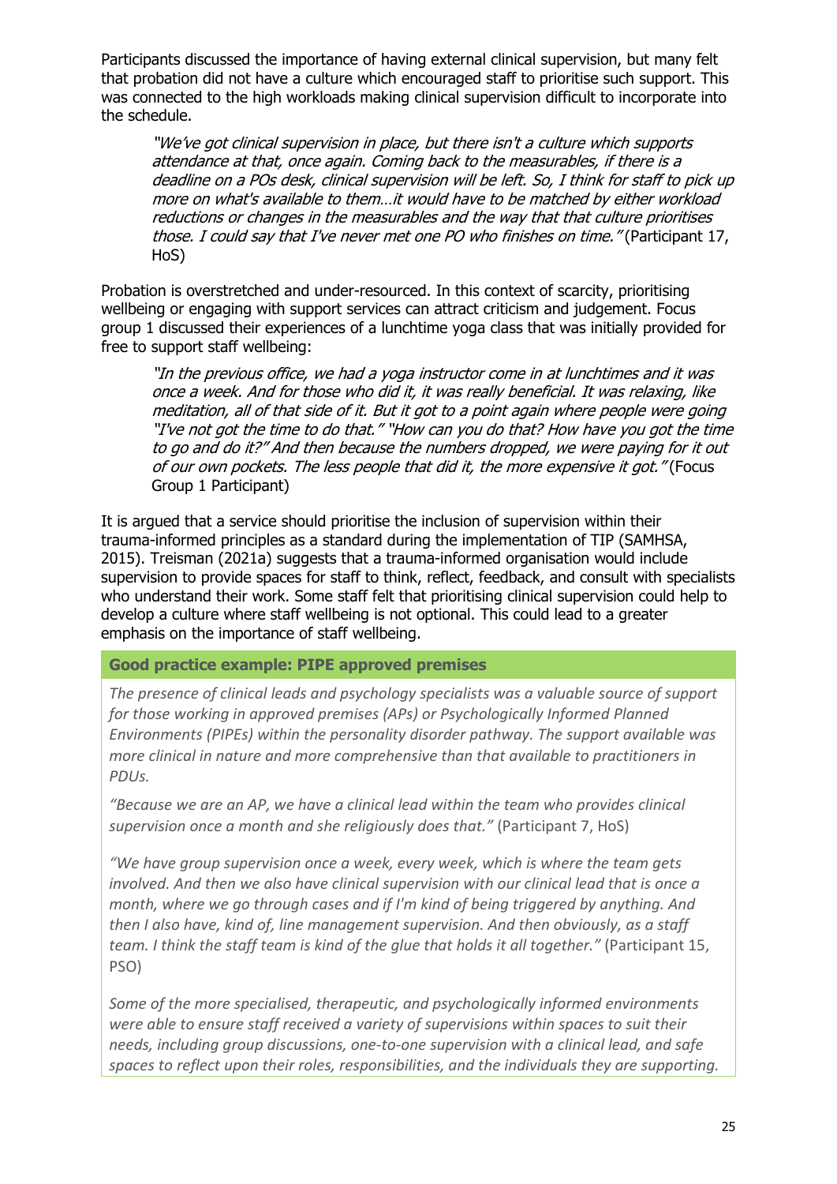Participants discussed the importance of having external clinical supervision, but many felt that probation did not have a culture which encouraged staff to prioritise such support. This was connected to the high workloads making clinical supervision difficult to incorporate into the schedule.

> *"We've got clinical supervision in place, but there isn't a culture which supports attendance at that, once again. Coming back to the measurables, if there is a deadline on a POs desk, clinical supervision will be left. So, I think for staff to pick up more on what's available to them…it would have to be matched by either workload reductions or changes in the measurables and the way that that culture prioritises those. I could say that I've never met one PO who finishes on time."* (Participant 17, HoS)

Probation is overstretched and under-resourced. In this context of scarcity, prioritising wellbeing or engaging with support services can attract criticism and judgement. Focus group 1 discussed their experiences of a lunchtime yoga class that was initially provided for free to support staff wellbeing:

> *"In the previous office, we had a yoga instructor come in at lunchtimes and it was once a week. And for those who did it, it was really beneficial. It was relaxing, like meditation, all of that side of it. But it got to a point again where people were going "I've not got the time to do that." "How can you do that? How have you got the time to go and do it?" And then because the numbers dropped, we were paying for it out of our own pockets. The less people that did it, the more expensive it got."* (Focus Group 1 Participant)

It is argued that a service should prioritise the inclusion of supervision within their trauma-informed principles as a standard during the implementation of TIP (SAMHSA, 2015). Treisman (2021a) suggests that a trauma-informed organisation would include supervision to provide spaces for staff to think, reflect, feedback, and consult with specialists who understand their work. Some staff felt that prioritising clinical supervision could help to develop a culture where staff wellbeing is not optional. This could lead to a greater emphasis on the importance of staff wellbeing.

**Good practice example: PIPE approved premises**

*The presence of clinical leads and psychology specialists was a valuable source of support for those working in approved premises (APs) or Psychologically Informed Planned Environments (PIPEs) within the personality disorder pathway. The support available was more clinical in nature and more comprehensive than that available to practitioners in PDUs.*

*"Because we are an AP, we have a clinical lead within the team who provides clinical supervision once a month and she religiously does that."* (Participant 7, HoS)

*"We have group supervision once a week, every week, which is where the team gets involved. And then we also have clinical supervision with our clinical lead that is once a month, where we go through cases and if I'm kind of being triggered by anything. And then I also have, kind of, line management supervision. And then obviously, as a staff team. I think the staff team is kind of the glue that holds it all together."* (Participant 15, PSO)

*Some of the more specialised, therapeutic, and psychologically informed environments were able to ensure staff received a variety of supervisions within spaces to suit their needs, including group discussions, one-to-one supervision with a clinical lead, and safe spaces to reflect upon their roles, responsibilities, and the individuals they are supporting.*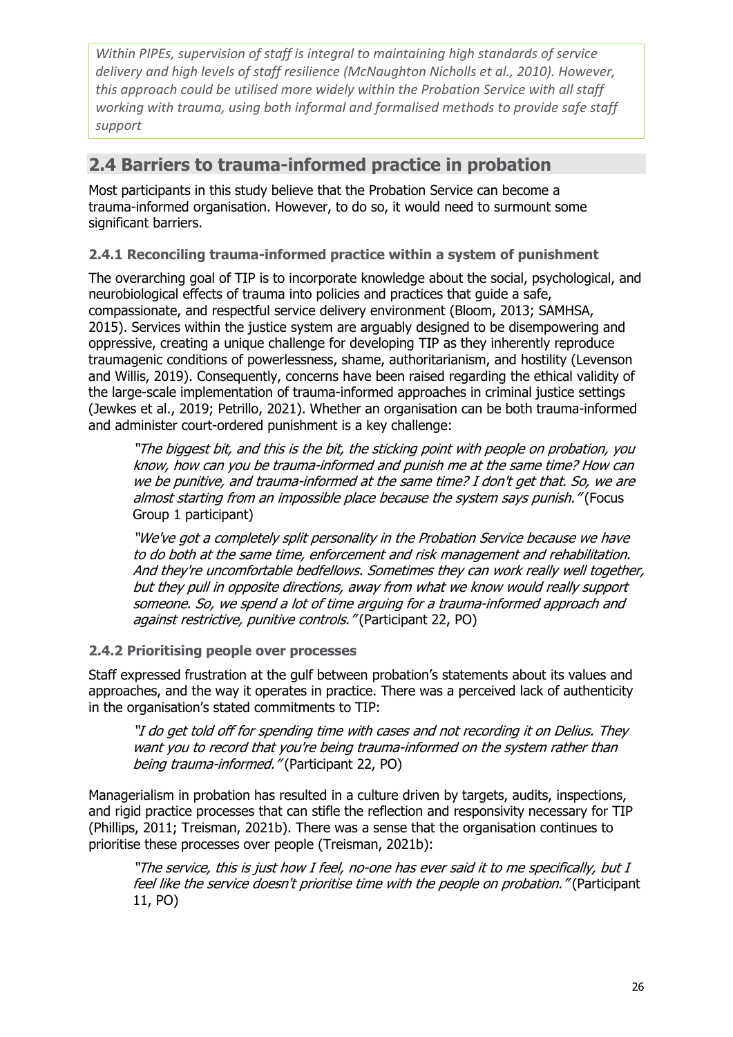*Within PIPEs, supervision of staff is integral to maintaining high standards of service delivery and high levels of staff resilience (McNaughton Nicholls et al., 2010). However, this approach could be utilised more widely within the Probation Service with all staff working with trauma, using both informal and formalised methods to provide safe staff support*

## 2.4 Barriers to trauma-informed practice in probation

Most participants in this study believe that the Probation Service can become a trauma-informed organisation. However, to do so, it would need to surmount some significant barriers.

### 2.4.1 Reconciling trauma-informed practice within a system of punishment

The overarching goal of TIP is to incorporate knowledge about the social, psychological, and neurobiological effects of trauma into policies and practices that guide a safe, compassionate, and respectful service delivery environment (Bloom, 2013; SAMHSA, 2015). Services within the justice system are arguably designed to be disempowering and oppressive, creating a unique challenge for developing TIP as they inherently reproduce traumagenic conditions of powerlessness, shame, authoritarianism, and hostility (Levenson and Willis, 2019). Consequently, concerns have been raised regarding the ethical validity of the large-scale implementation of trauma-informed approaches in criminal justice settings (Jewkes et al., 2019; Petrillo, 2021). Whether an organisation can be both trauma-informed and administer court-ordered punishment is a key challenge:

> *"The biggest bit, and this is the bit, the sticking point with people on probation, you know, how can you be trauma-informed and punish me at the same time? How can we be punitive, and trauma-informed at the same time? I don't get that. So, we are almost starting from an impossible place because the system says punish."* (Focus Group 1 participant)

> *"We've got a completely split personality in the Probation Service because we have to do both at the same time, enforcement and risk management and rehabilitation. And they're uncomfortable bedfellows. Sometimes they can work really well together, but they pull in opposite directions, away from what we know would really support someone. So, we spend a lot of time arguing for a trauma-informed approach and against restrictive, punitive controls."* (Participant 22, PO)

### 2.4.2 Prioritising people over processes

Staff expressed frustration at the gulf between probation's statements about its values and approaches, and the way it operates in practice. There was a perceived lack of authenticity in the organisation's stated commitments to TIP:

> *"I do get told off for spending time with cases and not recording it on Delius. They want you to record that you're being trauma-informed on the system rather than being trauma-informed."* (Participant 22, PO)

Managerialism in probation has resulted in a culture driven by targets, audits, inspections, and rigid practice processes that can stifle the reflection and responsivity necessary for TIP (Phillips, 2011; Treisman, 2021b). There was a sense that the organisation continues to prioritise these processes over people (Treisman, 2021b):

> *"The service, this is just how I feel, no-one has ever said it to me specifically, but I feel like the service doesn't prioritise time with the people on probation."* (Participant 11, PO)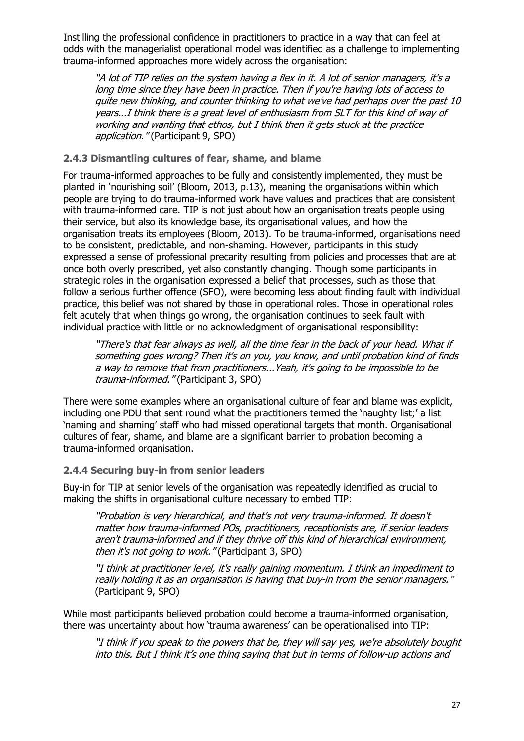Instilling the professional confidence in practitioners to practice in a way that can feel at odds with the managerialist operational model was identified as a challenge to implementing trauma-informed approaches more widely across the organisation:

> *"A lot of TIP relies on the system having a flex in it. A lot of senior managers, it's a long time since they have been in practice. Then if you're having lots of access to quite new thinking, and counter thinking to what we've had perhaps over the past 10 years...I think there is a great level of enthusiasm from SLT for this kind of way of working and wanting that ethos, but I think then it gets stuck at the practice application."* (Participant 9, SPO)

### 2.4.3 Dismantling cultures of fear, shame, and blame

For trauma-informed approaches to be fully and consistently implemented, they must be planted in 'nourishing soil' (Bloom, 2013, p.13), meaning the organisations within which people are trying to do trauma-informed work have values and practices that are consistent with trauma-informed care. TIP is not just about how an organisation treats people using their service, but also its knowledge base, its organisational values, and how the organisation treats its employees (Bloom, 2013). To be trauma-informed, organisations need to be consistent, predictable, and non-shaming. However, participants in this study expressed a sense of professional precarity resulting from policies and processes that are at once both overly prescribed, yet also constantly changing. Though some participants in strategic roles in the organisation expressed a belief that processes, such as those that follow a serious further offence (SFO), were becoming less about finding fault with individual practice, this belief was not shared by those in operational roles. Those in operational roles felt acutely that when things go wrong, the organisation continues to seek fault with individual practice with little or no acknowledgment of organisational responsibility:

> *"There's that fear always as well, all the time fear in the back of your head. What if something goes wrong? Then it's on you, you know, and until probation kind of finds a way to remove that from practitioners...Yeah, it's going to be impossible to be trauma-informed."* (Participant 3, SPO)

There were some examples where an organisational culture of fear and blame was explicit, including one PDU that sent round what the practitioners termed the 'naughty list;' a list 'naming and shaming' staff who had missed operational targets that month. Organisational cultures of fear, shame, and blame are a significant barrier to probation becoming a trauma-informed organisation.

### 2.4.4 Securing buy-in from senior leaders

Buy-in for TIP at senior levels of the organisation was repeatedly identified as crucial to making the shifts in organisational culture necessary to embed TIP:

> *"Probation is very hierarchical, and that's not very trauma-informed. It doesn't matter how trauma-informed POs, practitioners, receptionists are, if senior leaders aren't trauma-informed and if they thrive off this kind of hierarchical environment, then it's not going to work."* (Participant 3, SPO)

> *"I think at practitioner level, it's really gaining momentum. I think an impediment to really holding it as an organisation is having that buy-in from the senior managers."* (Participant 9, SPO)

While most participants believed probation could become a trauma-informed organisation, there was uncertainty about how 'trauma awareness' can be operationalised into TIP:

> *"I think if you speak to the powers that be, they will say yes, we're absolutely bought into this. But I think it's one thing saying that but in terms of follow-up actions and*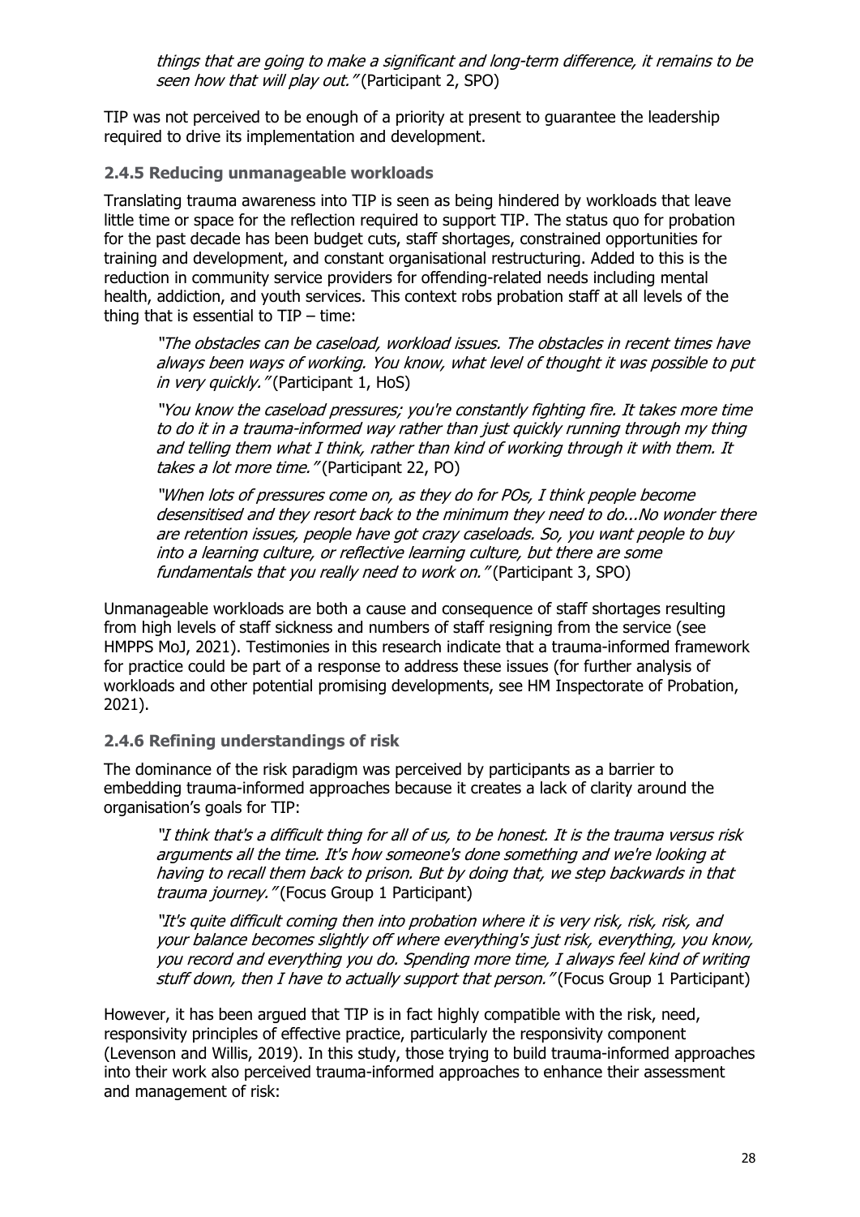*things that are going to make a significant and long-term difference, it remains to be seen how that will play out."* (Participant 2, SPO)

TIP was not perceived to be enough of a priority at present to guarantee the leadership required to drive its implementation and development.

### 2.4.5 Reducing unmanageable workloads

Translating trauma awareness into TIP is seen as being hindered by workloads that leave little time or space for the reflection required to support TIP. The status quo for probation for the past decade has been budget cuts, staff shortages, constrained opportunities for training and development, and constant organisational restructuring. Added to this is the reduction in community service providers for offending-related needs including mental health, addiction, and youth services. This context robs probation staff at all levels of the thing that is essential to TIP – time:

> *"The obstacles can be caseload, workload issues. The obstacles in recent times have always been ways of working. You know, what level of thought it was possible to put in very quickly."* (Participant 1, HoS)

> *"You know the caseload pressures; you're constantly fighting fire. It takes more time to do it in a trauma-informed way rather than just quickly running through my thing and telling them what I think, rather than kind of working through it with them. It takes a lot more time."* (Participant 22, PO)

> *"When lots of pressures come on, as they do for POs, I think people become desensitised and they resort back to the minimum they need to do...No wonder there are retention issues, people have got crazy caseloads. So, you want people to buy into a learning culture, or reflective learning culture, but there are some fundamentals that you really need to work on."* (Participant 3, SPO)

Unmanageable workloads are both a cause and consequence of staff shortages resulting from high levels of staff sickness and numbers of staff resigning from the service (see HMPPS MoJ, 2021). Testimonies in this research indicate that a trauma-informed framework for practice could be part of a response to address these issues (for further analysis of workloads and other potential promising developments, see HM Inspectorate of Probation, 2021).

### 2.4.6 Refining understandings of risk

The dominance of the risk paradigm was perceived by participants as a barrier to embedding trauma-informed approaches because it creates a lack of clarity around the organisation's goals for TIP:

> *"I think that's a difficult thing for all of us, to be honest. It is the trauma versus risk arguments all the time. It's how someone's done something and we're looking at having to recall them back to prison. But by doing that, we step backwards in that trauma journey."* (Focus Group 1 Participant)

> *"It's quite difficult coming then into probation where it is very risk, risk, risk, and your balance becomes slightly off where everything's just risk, everything, you know, you record and everything you do. Spending more time, I always feel kind of writing stuff down, then I have to actually support that person."* (Focus Group 1 Participant)

However, it has been argued that TIP is in fact highly compatible with the risk, need, responsivity principles of effective practice, particularly the responsivity component (Levenson and Willis, 2019). In this study, those trying to build trauma-informed approaches into their work also perceived trauma-informed approaches to enhance their assessment and management of risk: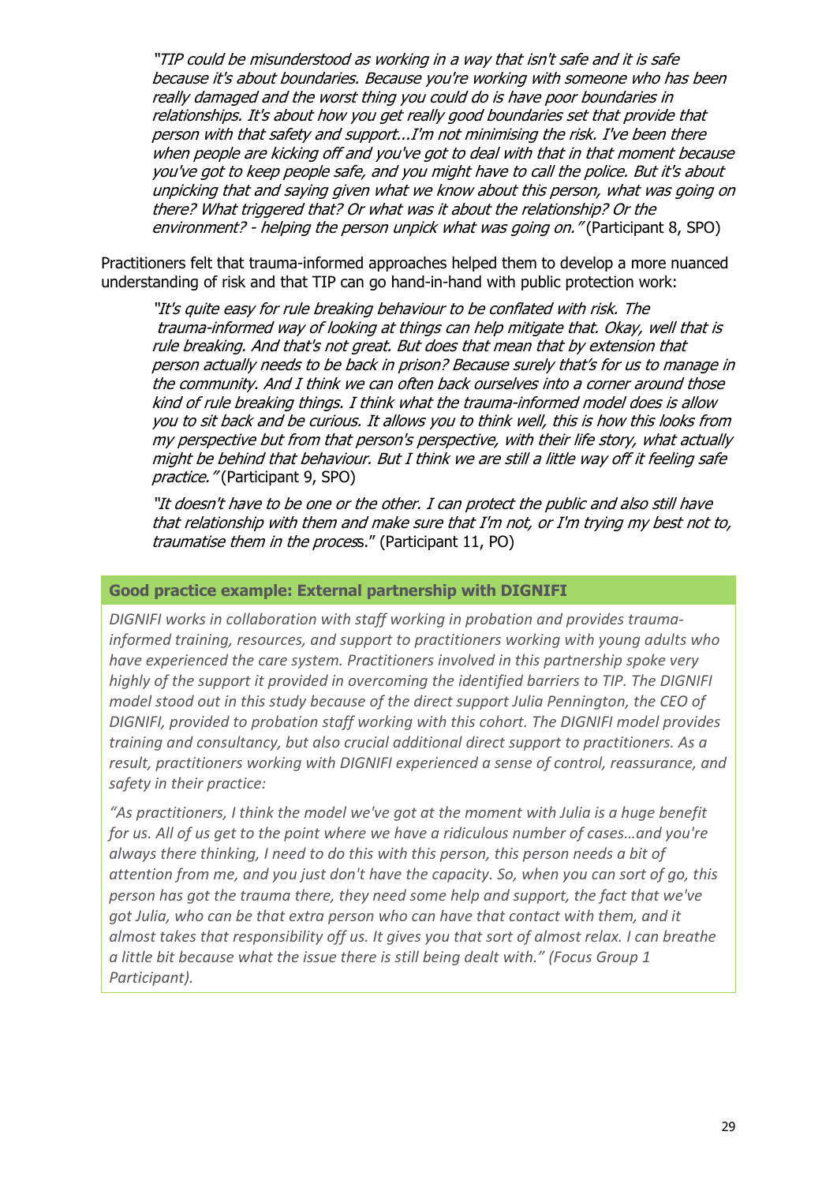> *"TIP could be misunderstood as working in a way that isn't safe and it is safe because it's about boundaries. Because you're working with someone who has been really damaged and the worst thing you could do is have poor boundaries in relationships. It's about how you get really good boundaries set that provide that person with that safety and support...I'm not minimising the risk. I've been there when people are kicking off and you've got to deal with that in that moment because you've got to keep people safe, and you might have to call the police. But it's about unpicking that and saying given what we know about this person, what was going on there? What triggered that? Or what was it about the relationship? Or the environment? - helping the person unpick what was going on."* (Participant 8, SPO)

Practitioners felt that trauma-informed approaches helped them to develop a more nuanced understanding of risk and that TIP can go hand-in-hand with public protection work:

> *"It's quite easy for rule breaking behaviour to be conflated with risk. The trauma-informed way of looking at things can help mitigate that. Okay, well that is rule breaking. And that's not great. But does that mean that by extension that person actually needs to be back in prison? Because surely that's for us to manage in the community. And I think we can often back ourselves into a corner around those kind of rule breaking things. I think what the trauma-informed model does is allow you to sit back and be curious. It allows you to think well, this is how this looks from my perspective but from that person's perspective, with their life story, what actually might be behind that behaviour. But I think we are still a little way off it feeling safe practice."* (Participant 9, SPO)

> *"It doesn't have to be one or the other. I can protect the public and also still have that relationship with them and make sure that I'm not, or I'm trying my best not to, traumatise them in the process."* (Participant 11, PO)

**Good practice example: External partnership with DIGNIFI**

*DIGNIFI works in collaboration with staff working in probation and provides trauma-informed training, resources, and support to practitioners working with young adults who have experienced the care system. Practitioners involved in this partnership spoke very highly of the support it provided in overcoming the identified barriers to TIP. The DIGNIFI model stood out in this study because of the direct support Julia Pennington, the CEO of DIGNIFI, provided to probation staff working with this cohort. The DIGNIFI model provides training and consultancy, but also crucial additional direct support to practitioners. As a result, practitioners working with DIGNIFI experienced a sense of control, reassurance, and safety in their practice:*

*"As practitioners, I think the model we've got at the moment with Julia is a huge benefit for us. All of us get to the point where we have a ridiculous number of cases…and you're always there thinking, I need to do this with this person, this person needs a bit of attention from me, and you just don't have the capacity. So, when you can sort of go, this person has got the trauma there, they need some help and support, the fact that we've got Julia, who can be that extra person who can have that contact with them, and it almost takes that responsibility off us. It gives you that sort of almost relax. I can breathe a little bit because what the issue there is still being dealt with." (Focus Group 1 Participant).*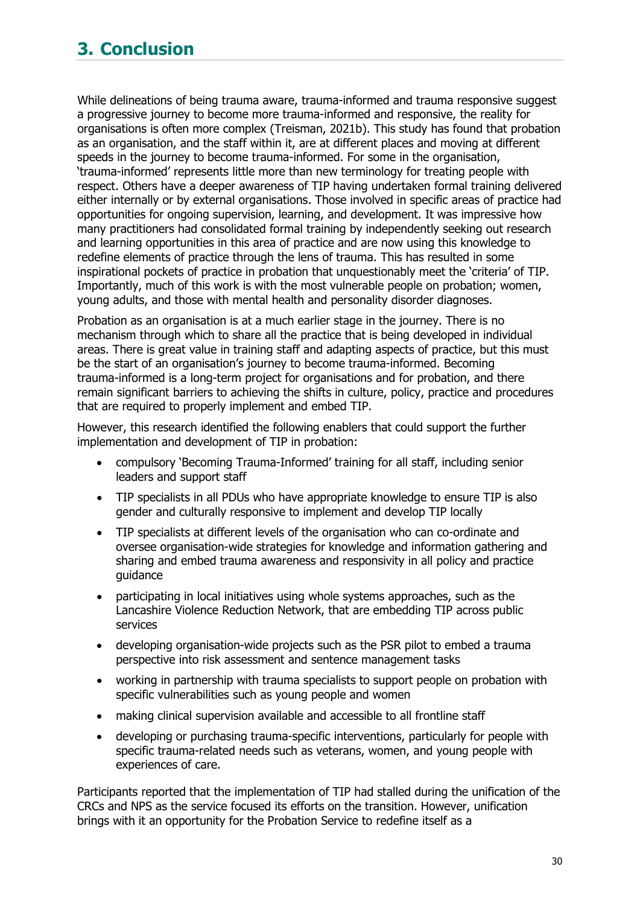# 3. Conclusion

While delineations of being trauma aware, trauma-informed and trauma responsive suggest a progressive journey to become more trauma-informed and responsive, the reality for organisations is often more complex (Treisman, 2021b). This study has found that probation as an organisation, and the staff within it, are at different places and moving at different speeds in the journey to become trauma-informed. For some in the organisation, 'trauma-informed' represents little more than new terminology for treating people with respect. Others have a deeper awareness of TIP having undertaken formal training delivered either internally or by external organisations. Those involved in specific areas of practice had opportunities for ongoing supervision, learning, and development. It was impressive how many practitioners had consolidated formal training by independently seeking out research and learning opportunities in this area of practice and are now using this knowledge to redefine elements of practice through the lens of trauma. This has resulted in some inspirational pockets of practice in probation that unquestionably meet the 'criteria' of TIP. Importantly, much of this work is with the most vulnerable people on probation; women, young adults, and those with mental health and personality disorder diagnoses.

Probation as an organisation is at a much earlier stage in the journey. There is no mechanism through which to share all the practice that is being developed in individual areas. There is great value in training staff and adapting aspects of practice, but this must be the start of an organisation's journey to become trauma-informed. Becoming trauma-informed is a long-term project for organisations and for probation, and there remain significant barriers to achieving the shifts in culture, policy, practice and procedures that are required to properly implement and embed TIP.

However, this research identified the following enablers that could support the further implementation and development of TIP in probation:

- compulsory 'Becoming Trauma-Informed' training for all staff, including senior leaders and support staff
- TIP specialists in all PDUs who have appropriate knowledge to ensure TIP is also gender and culturally responsive to implement and develop TIP locally
- TIP specialists at different levels of the organisation who can co-ordinate and oversee organisation-wide strategies for knowledge and information gathering and sharing and embed trauma awareness and responsivity in all policy and practice guidance
- participating in local initiatives using whole systems approaches, such as the Lancashire Violence Reduction Network, that are embedding TIP across public services
- developing organisation-wide projects such as the PSR pilot to embed a trauma perspective into risk assessment and sentence management tasks
- working in partnership with trauma specialists to support people on probation with specific vulnerabilities such as young people and women
- making clinical supervision available and accessible to all frontline staff
- developing or purchasing trauma-specific interventions, particularly for people with specific trauma-related needs such as veterans, women, and young people with experiences of care.

Participants reported that the implementation of TIP had stalled during the unification of the CRCs and NPS as the service focused its efforts on the transition. However, unification brings with it an opportunity for the Probation Service to redefine itself as a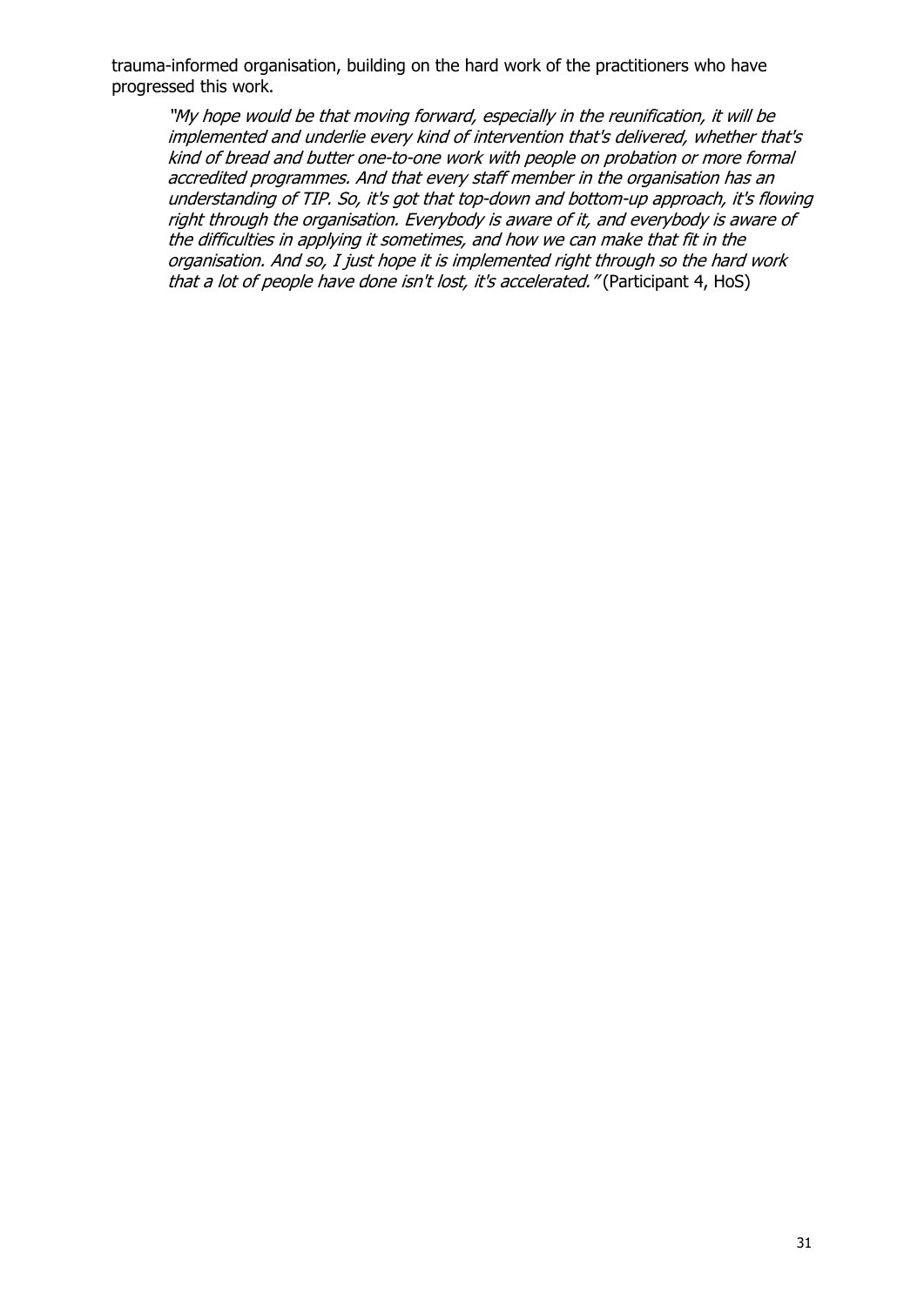trauma-informed organisation, building on the hard work of the practitioners who have progressed this work.

> *"My hope would be that moving forward, especially in the reunification, it will be implemented and underlie every kind of intervention that's delivered, whether that's kind of bread and butter one-to-one work with people on probation or more formal accredited programmes. And that every staff member in the organisation has an understanding of TIP. So, it's got that top-down and bottom-up approach, it's flowing right through the organisation. Everybody is aware of it, and everybody is aware of the difficulties in applying it sometimes, and how we can make that fit in the organisation. And so, I just hope it is implemented right through so the hard work that a lot of people have done isn't lost, it's accelerated."* (Participant 4, HoS)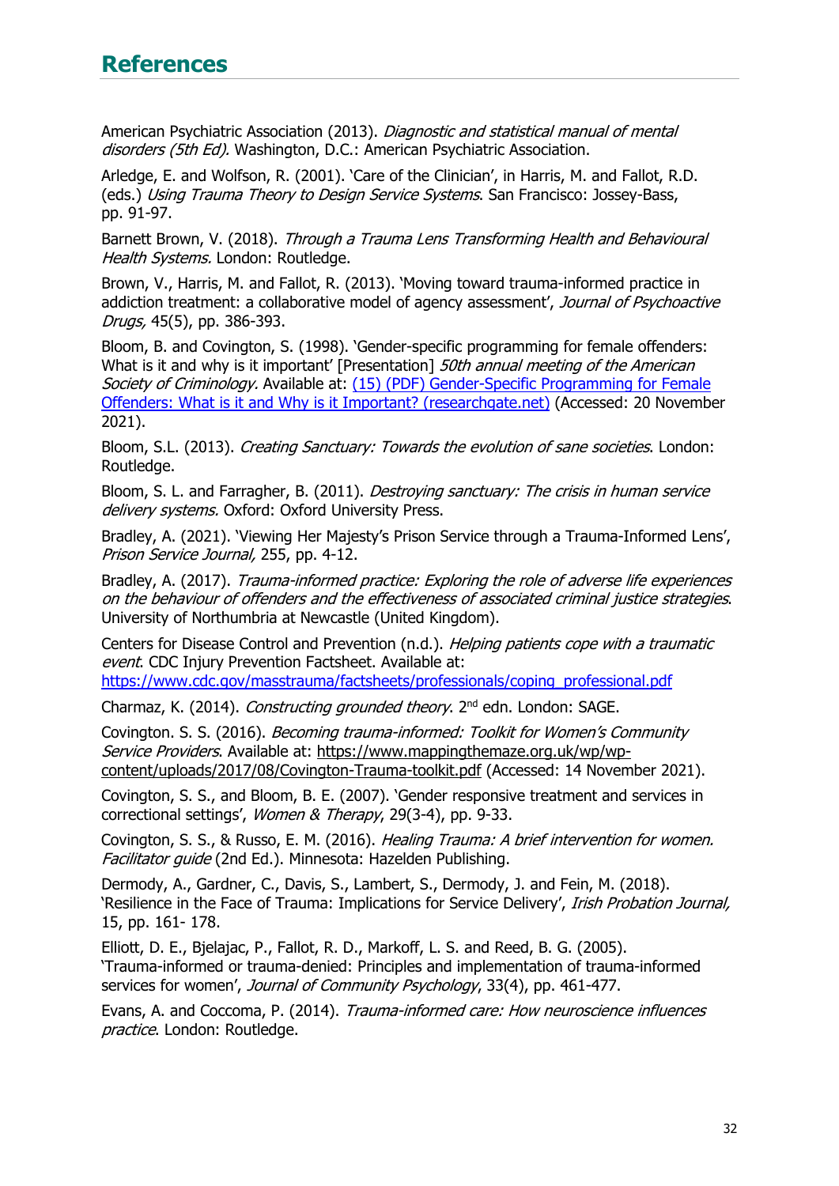# References

American Psychiatric Association (2013). *Diagnostic and statistical manual of mental disorders (5th Ed).* Washington, D.C.: American Psychiatric Association.

Arledge, E. and Wolfson, R. (2001). 'Care of the Clinician', in Harris, M. and Fallot, R.D. (eds.) *Using Trauma Theory to Design Service Systems*. San Francisco: Jossey-Bass, pp. 91-97.

Barnett Brown, V. (2018). *Through a Trauma Lens Transforming Health and Behavioural Health Systems.* London: Routledge.

Brown, V., Harris, M. and Fallot, R. (2013). 'Moving toward trauma-informed practice in addiction treatment: a collaborative model of agency assessment', *Journal of Psychoactive Drugs,* 45(5), pp. 386-393.

Bloom, B. and Covington, S. (1998). 'Gender-specific programming for female offenders: What is it and why is it important' [Presentation] *50th annual meeting of the American Society of Criminology.* Available at: [(15) (PDF) Gender-Specific Programming for Female Offenders: What is it and Why is it Important? (researchgate.net)](https://www.researchgate.net) (Accessed: 20 November 2021).

Bloom, S.L. (2013). *Creating Sanctuary: Towards the evolution of sane societies*. London: Routledge.

Bloom, S. L. and Farragher, B. (2011). *Destroying sanctuary: The crisis in human service delivery systems.* Oxford: Oxford University Press.

Bradley, A. (2021). 'Viewing Her Majesty's Prison Service through a Trauma-Informed Lens', *Prison Service Journal,* 255, pp. 4-12.

Bradley, A. (2017). *Trauma-informed practice: Exploring the role of adverse life experiences on the behaviour of offenders and the effectiveness of associated criminal justice strategies*. University of Northumbria at Newcastle (United Kingdom).

Centers for Disease Control and Prevention (n.d.). *Helping patients cope with a traumatic event*. CDC Injury Prevention Factsheet. Available at: https://www.cdc.gov/masstrauma/factsheets/professionals/coping_professional.pdf

Charmaz, K. (2014). *Constructing grounded theory*. 2nd edn. London: SAGE.

Covington. S. S. (2016). *Becoming trauma-informed: Toolkit for Women's Community Service Providers*. Available at: https://www.mappingthemaze.org.uk/wp/wp-content/uploads/2017/08/Covington-Trauma-toolkit.pdf (Accessed: 14 November 2021).

Covington, S. S., and Bloom, B. E. (2007). 'Gender responsive treatment and services in correctional settings', *Women & Therapy*, 29(3-4), pp. 9-33.

Covington, S. S., & Russo, E. M. (2016). *Healing Trauma: A brief intervention for women. Facilitator guide* (2nd Ed.). Minnesota: Hazelden Publishing.

Dermody, A., Gardner, C., Davis, S., Lambert, S., Dermody, J. and Fein, M. (2018). 'Resilience in the Face of Trauma: Implications for Service Delivery', *Irish Probation Journal,* 15, pp. 161- 178.

Elliott, D. E., Bjelajac, P., Fallot, R. D., Markoff, L. S. and Reed, B. G. (2005). 'Trauma-informed or trauma-denied: Principles and implementation of trauma-informed services for women', *Journal of Community Psychology*, 33(4), pp. 461-477.

Evans, A. and Coccoma, P. (2014). *Trauma-informed care: How neuroscience influences practice*. London: Routledge.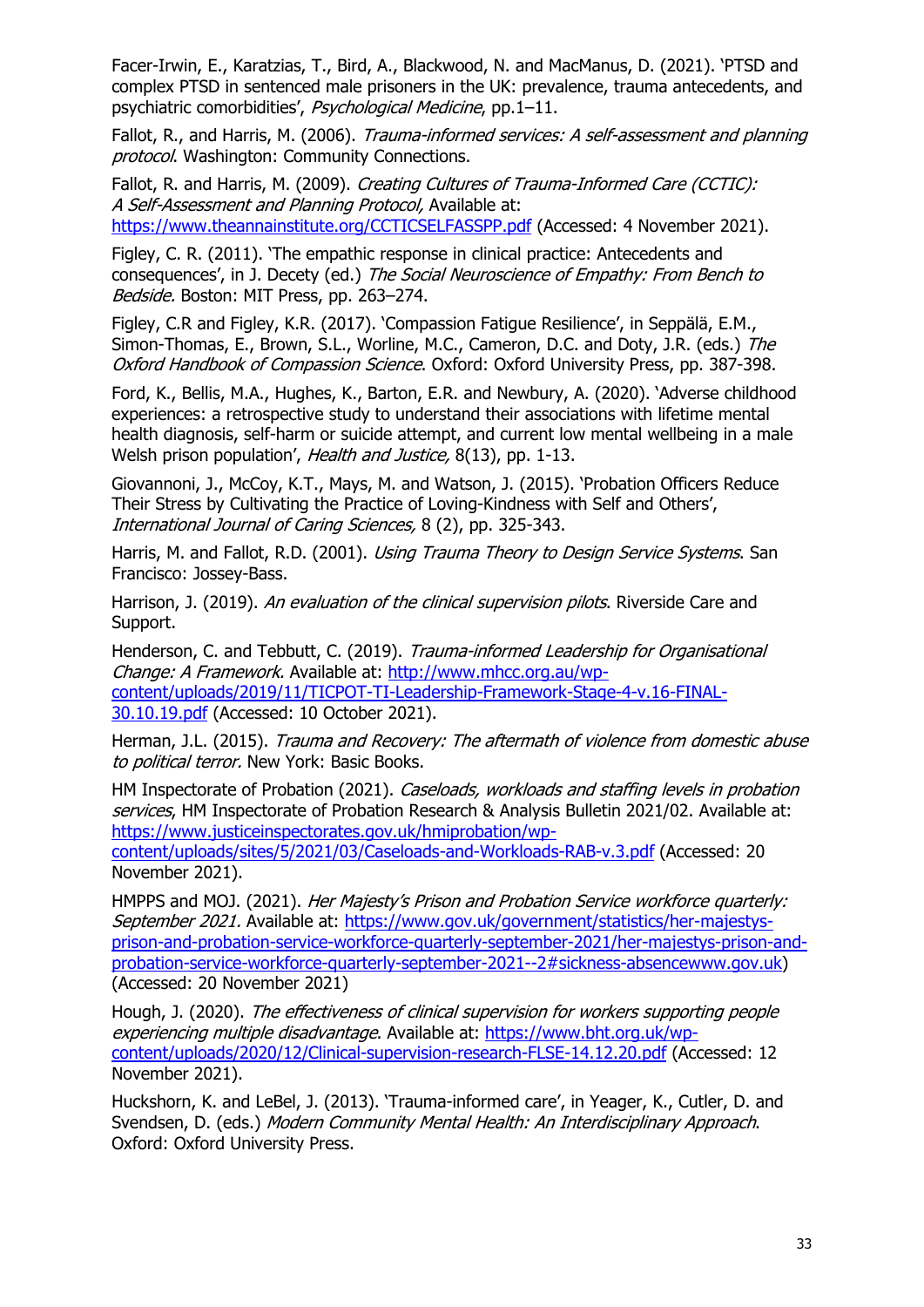Facer-Irwin, E., Karatzias, T., Bird, A., Blackwood, N. and MacManus, D. (2021). 'PTSD and complex PTSD in sentenced male prisoners in the UK: prevalence, trauma antecedents, and psychiatric comorbidities', *Psychological Medicine*, pp.1–11.

Fallot, R., and Harris, M. (2006). *Trauma-informed services: A self-assessment and planning protocol*. Washington: Community Connections.

Fallot, R. and Harris, M. (2009). *Creating Cultures of Trauma-Informed Care (CCTIC): A Self-Assessment and Planning Protocol,* Available at: https://www.theannainstitute.org/CCTICSELFASSPP.pdf (Accessed: 4 November 2021).

Figley, C. R. (2011). 'The empathic response in clinical practice: Antecedents and consequences', in J. Decety (ed.) *The Social Neuroscience of Empathy: From Bench to Bedside.* Boston: MIT Press, pp. 263–274.

Figley, C.R and Figley, K.R. (2017). 'Compassion Fatigue Resilience', in Seppälä, E.M., Simon-Thomas, E., Brown, S.L., Worline, M.C., Cameron, D.C. and Doty, J.R. (eds.) *The Oxford Handbook of Compassion Science*. Oxford: Oxford University Press, pp. 387-398.

Ford, K., Bellis, M.A., Hughes, K., Barton, E.R. and Newbury, A. (2020). 'Adverse childhood experiences: a retrospective study to understand their associations with lifetime mental health diagnosis, self-harm or suicide attempt, and current low mental wellbeing in a male Welsh prison population', *Health and Justice,* 8(13), pp. 1-13.

Giovannoni, J., McCoy, K.T., Mays, M. and Watson, J. (2015). 'Probation Officers Reduce Their Stress by Cultivating the Practice of Loving-Kindness with Self and Others', *International Journal of Caring Sciences,* 8 (2), pp. 325-343.

Harris, M. and Fallot, R.D. (2001). *Using Trauma Theory to Design Service Systems*. San Francisco: Jossey-Bass.

Harrison, J. (2019). *An evaluation of the clinical supervision pilots*. Riverside Care and Support.

Henderson, C. and Tebbutt, C. (2019). *Trauma-informed Leadership for Organisational Change: A Framework.* Available at: http://www.mhcc.org.au/wp-content/uploads/2019/11/TICPOT-TI-Leadership-Framework-Stage-4-v.16-FINAL-30.10.19.pdf (Accessed: 10 October 2021).

Herman, J.L. (2015). *Trauma and Recovery: The aftermath of violence from domestic abuse to political terror.* New York: Basic Books.

HM Inspectorate of Probation (2021). *Caseloads, workloads and staffing levels in probation services*, HM Inspectorate of Probation Research & Analysis Bulletin 2021/02. Available at: https://www.justiceinspectorates.gov.uk/hmiprobation/wp-content/uploads/sites/5/2021/03/Caseloads-and-Workloads-RAB-v.3.pdf (Accessed: 20 November 2021).

HMPPS and MOJ. (2021). *Her Majesty's Prison and Probation Service workforce quarterly: September 2021.* Available at: https://www.gov.uk/government/statistics/her-majestys-prison-and-probation-service-workforce-quarterly-september-2021/her-majestys-prison-and-probation-service-workforce-quarterly-september-2021--2#sickness-absencewww.gov.uk) (Accessed: 20 November 2021)

Hough, J. (2020). *The effectiveness of clinical supervision for workers supporting people experiencing multiple disadvantage*. Available at: https://www.bht.org.uk/wp-content/uploads/2020/12/Clinical-supervision-research-FLSE-14.12.20.pdf (Accessed: 12 November 2021).

Huckshorn, K. and LeBel, J. (2013). 'Trauma-informed care', in Yeager, K., Cutler, D. and Svendsen, D. (eds.) *Modern Community Mental Health: An Interdisciplinary Approach*. Oxford: Oxford University Press.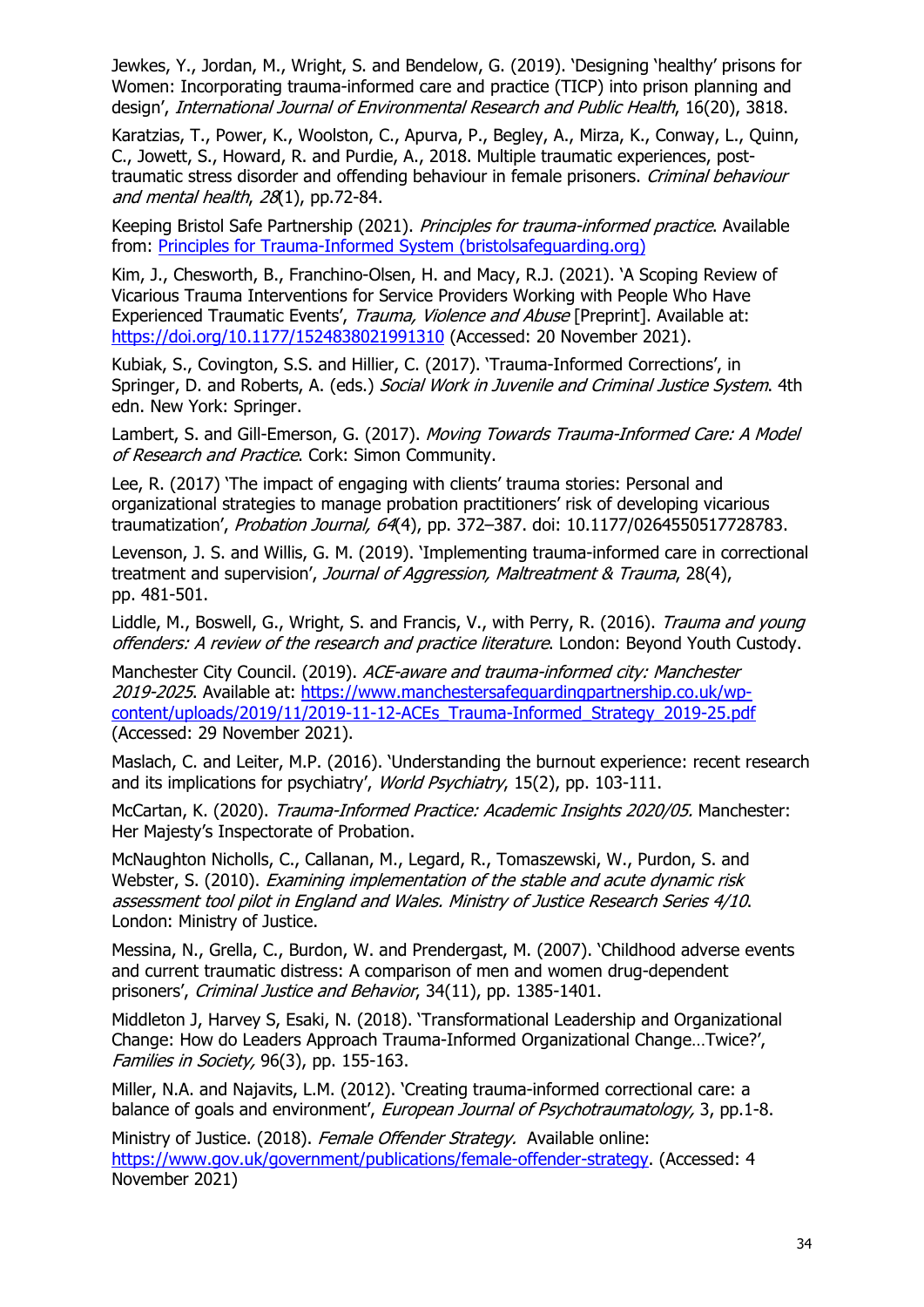Jewkes, Y., Jordan, M., Wright, S. and Bendelow, G. (2019). 'Designing 'healthy' prisons for Women: Incorporating trauma-informed care and practice (TICP) into prison planning and design', *International Journal of Environmental Research and Public Health*, 16(20), 3818.

Karatzias, T., Power, K., Woolston, C., Apurva, P., Begley, A., Mirza, K., Conway, L., Quinn, C., Jowett, S., Howard, R. and Purdie, A., 2018. Multiple traumatic experiences, post-traumatic stress disorder and offending behaviour in female prisoners. *Criminal behaviour and mental health*, *28*(1), pp.72-84.

Keeping Bristol Safe Partnership (2021). *Principles for trauma-informed practice*. Available from: [Principles for Trauma-Informed System (bristolsafeguarding.org)](bristolsafeguarding.org)

Kim, J., Chesworth, B., Franchino-Olsen, H. and Macy, R.J. (2021). 'A Scoping Review of Vicarious Trauma Interventions for Service Providers Working with People Who Have Experienced Traumatic Events', *Trauma, Violence and Abuse* [Preprint]. Available at: https://doi.org/10.1177/1524838021991310 (Accessed: 20 November 2021).

Kubiak, S., Covington, S.S. and Hillier, C. (2017). 'Trauma-Informed Corrections', in Springer, D. and Roberts, A. (eds.) *Social Work in Juvenile and Criminal Justice System*. 4th edn. New York: Springer.

Lambert, S. and Gill-Emerson, G. (2017). *Moving Towards Trauma-Informed Care: A Model of Research and Practice*. Cork: Simon Community.

Lee, R. (2017) 'The impact of engaging with clients' trauma stories: Personal and organizational strategies to manage probation practitioners' risk of developing vicarious traumatization', *Probation Journal, 64*(4), pp. 372–387. doi: 10.1177/0264550517728783.

Levenson, J. S. and Willis, G. M. (2019). 'Implementing trauma-informed care in correctional treatment and supervision', *Journal of Aggression, Maltreatment & Trauma*, 28(4), pp. 481-501.

Liddle, M., Boswell, G., Wright, S. and Francis, V., with Perry, R. (2016). *Trauma and young offenders: A review of the research and practice literature*. London: Beyond Youth Custody.

Manchester City Council. (2019). *ACE-aware and trauma-informed city: Manchester 2019-2025*. Available at: https://www.manchestersafeguardingpartnership.co.uk/wp-content/uploads/2019/11/2019-11-12-ACEs_Trauma-Informed_Strategy_2019-25.pdf (Accessed: 29 November 2021).

Maslach, C. and Leiter, M.P. (2016). 'Understanding the burnout experience: recent research and its implications for psychiatry', *World Psychiatry*, 15(2), pp. 103-111.

McCartan, K. (2020). *Trauma-Informed Practice: Academic Insights 2020/05.* Manchester: Her Majesty's Inspectorate of Probation.

McNaughton Nicholls, C., Callanan, M., Legard, R., Tomaszewski, W., Purdon, S. and Webster, S. (2010). *Examining implementation of the stable and acute dynamic risk assessment tool pilot in England and Wales. Ministry of Justice Research Series 4/10*. London: Ministry of Justice.

Messina, N., Grella, C., Burdon, W. and Prendergast, M. (2007). 'Childhood adverse events and current traumatic distress: A comparison of men and women drug-dependent prisoners', *Criminal Justice and Behavior*, 34(11), pp. 1385-1401.

Middleton J, Harvey S, Esaki, N. (2018). 'Transformational Leadership and Organizational Change: How do Leaders Approach Trauma-Informed Organizational Change…Twice?', *Families in Society,* 96(3), pp. 155-163.

Miller, N.A. and Najavits, L.M. (2012). 'Creating trauma-informed correctional care: a balance of goals and environment', *European Journal of Psychotraumatology,* 3, pp.1-8.

Ministry of Justice. (2018). *Female Offender Strategy.* Available online: https://www.gov.uk/government/publications/female-offender-strategy. (Accessed: 4 November 2021)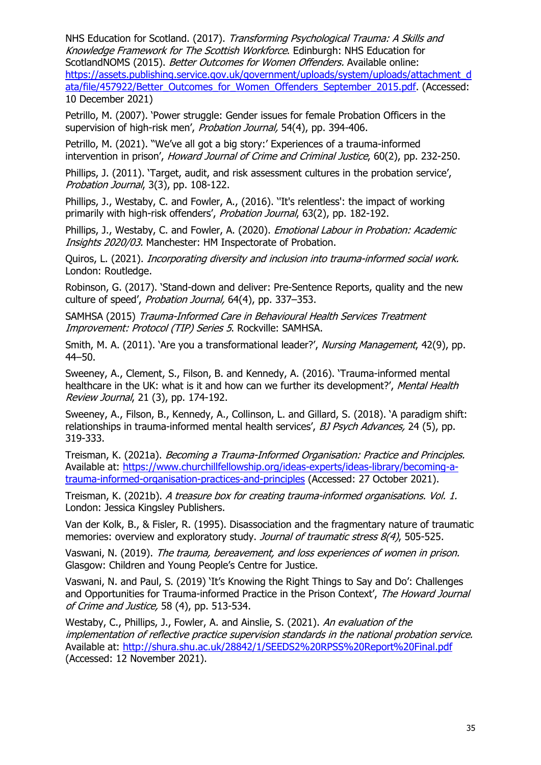NHS Education for Scotland. (2017). *Transforming Psychological Trauma: A Skills and Knowledge Framework for The Scottish Workforce*. Edinburgh: NHS Education for ScotlandNOMS (2015). *Better Outcomes for Women Offenders.* Available online: https://assets.publishing.service.gov.uk/government/uploads/system/uploads/attachment_data/file/457922/Better_Outcomes_for_Women_Offenders_September_2015.pdf. (Accessed: 10 December 2021)

Petrillo, M. (2007). 'Power struggle: Gender issues for female Probation Officers in the supervision of high-risk men', *Probation Journal,* 54(4), pp. 394-406.

Petrillo, M. (2021). ''We've all got a big story:' Experiences of a trauma-informed intervention in prison', *Howard Journal of Crime and Criminal Justice*, 60(2), pp. 232-250.

Phillips, J. (2011). 'Target, audit, and risk assessment cultures in the probation service', *Probation Journal*, 3(3), pp. 108-122.

Phillips, J., Westaby, C. and Fowler, A., (2016). ''It's relentless': the impact of working primarily with high-risk offenders', *Probation Journal*, 63(2), pp. 182-192.

Phillips, J., Westaby, C. and Fowler, A. (2020). *Emotional Labour in Probation: Academic Insights 2020/03*. Manchester: HM Inspectorate of Probation.

Quiros, L. (2021). *Incorporating diversity and inclusion into trauma-informed social work.* London: Routledge.

Robinson, G. (2017). 'Stand-down and deliver: Pre-Sentence Reports, quality and the new culture of speed', *Probation Journal,* 64(4), pp. 337–353.

SAMHSA (2015) *Trauma-Informed Care in Behavioural Health Services Treatment Improvement: Protocol (TIP) Series 5*. Rockville: SAMHSA.

Smith, M. A. (2011). 'Are you a transformational leader?', *Nursing Management*, 42(9), pp. 44–50.

Sweeney, A., Clement, S., Filson, B. and Kennedy, A. (2016). 'Trauma-informed mental healthcare in the UK: what is it and how can we further its development?', *Mental Health Review Journal*, 21 (3), pp. 174-192.

Sweeney, A., Filson, B., Kennedy, A., Collinson, L. and Gillard, S. (2018). 'A paradigm shift: relationships in trauma-informed mental health services', *BJ Psych Advances,* 24 (5), pp. 319-333.

Treisman, K. (2021a). *Becoming a Trauma-Informed Organisation: Practice and Principles.* Available at: https://www.churchillfellowship.org/ideas-experts/ideas-library/becoming-a-trauma-informed-organisation-practices-and-principles (Accessed: 27 October 2021).

Treisman, K. (2021b). *A treasure box for creating trauma-informed organisations. Vol. 1.* London: Jessica Kingsley Publishers.

Van der Kolk, B., & Fisler, R. (1995). Disassociation and the fragmentary nature of traumatic memories: overview and exploratory study. *Journal of traumatic stress 8(4)*, 505-525.

Vaswani, N. (2019). *The trauma, bereavement, and loss experiences of women in prison.* Glasgow: Children and Young People's Centre for Justice.

Vaswani, N. and Paul, S. (2019) 'It's Knowing the Right Things to Say and Do': Challenges and Opportunities for Trauma-informed Practice in the Prison Context', *The Howard Journal of Crime and Justice,* 58 (4), pp. 513-534.

Westaby, C., Phillips, J., Fowler, A. and Ainslie, S. (2021). *An evaluation of the implementation of reflective practice supervision standards in the national probation service.* Available at: http://shura.shu.ac.uk/28842/1/SEEDS2%20RPSS%20Report%20Final.pdf (Accessed: 12 November 2021).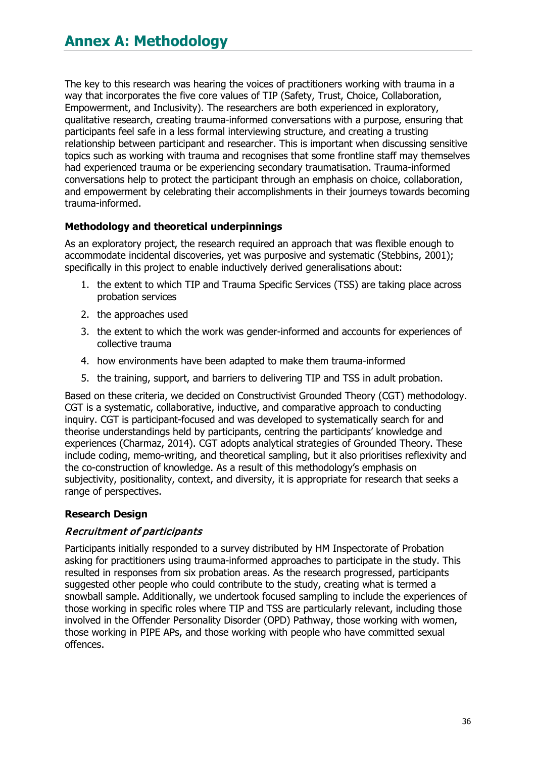# Annex A: Methodology

The key to this research was hearing the voices of practitioners working with trauma in a way that incorporates the five core values of TIP (Safety, Trust, Choice, Collaboration, Empowerment, and Inclusivity). The researchers are both experienced in exploratory, qualitative research, creating trauma-informed conversations with a purpose, ensuring that participants feel safe in a less formal interviewing structure, and creating a trusting relationship between participant and researcher. This is important when discussing sensitive topics such as working with trauma and recognises that some frontline staff may themselves had experienced trauma or be experiencing secondary traumatisation. Trauma-informed conversations help to protect the participant through an emphasis on choice, collaboration, and empowerment by celebrating their accomplishments in their journeys towards becoming trauma-informed.

### Methodology and theoretical underpinnings

As an exploratory project, the research required an approach that was flexible enough to accommodate incidental discoveries, yet was purposive and systematic (Stebbins, 2001); specifically in this project to enable inductively derived generalisations about:

1. the extent to which TIP and Trauma Specific Services (TSS) are taking place across probation services
2. the approaches used
3. the extent to which the work was gender-informed and accounts for experiences of collective trauma
4. how environments have been adapted to make them trauma-informed
5. the training, support, and barriers to delivering TIP and TSS in adult probation.

Based on these criteria, we decided on Constructivist Grounded Theory (CGT) methodology. CGT is a systematic, collaborative, inductive, and comparative approach to conducting inquiry. CGT is participant-focused and was developed to systematically search for and theorise understandings held by participants, centring the participants' knowledge and experiences (Charmaz, 2014). CGT adopts analytical strategies of Grounded Theory. These include coding, memo-writing, and theoretical sampling, but it also prioritises reflexivity and the co-construction of knowledge. As a result of this methodology's emphasis on subjectivity, positionality, context, and diversity, it is appropriate for research that seeks a range of perspectives.

### Research Design

#### *Recruitment of participants*

Participants initially responded to a survey distributed by HM Inspectorate of Probation asking for practitioners using trauma-informed approaches to participate in the study. This resulted in responses from six probation areas. As the research progressed, participants suggested other people who could contribute to the study, creating what is termed a snowball sample. Additionally, we undertook focused sampling to include the experiences of those working in specific roles where TIP and TSS are particularly relevant, including those involved in the Offender Personality Disorder (OPD) Pathway, those working with women, those working in PIPE APs, and those working with people who have committed sexual offences.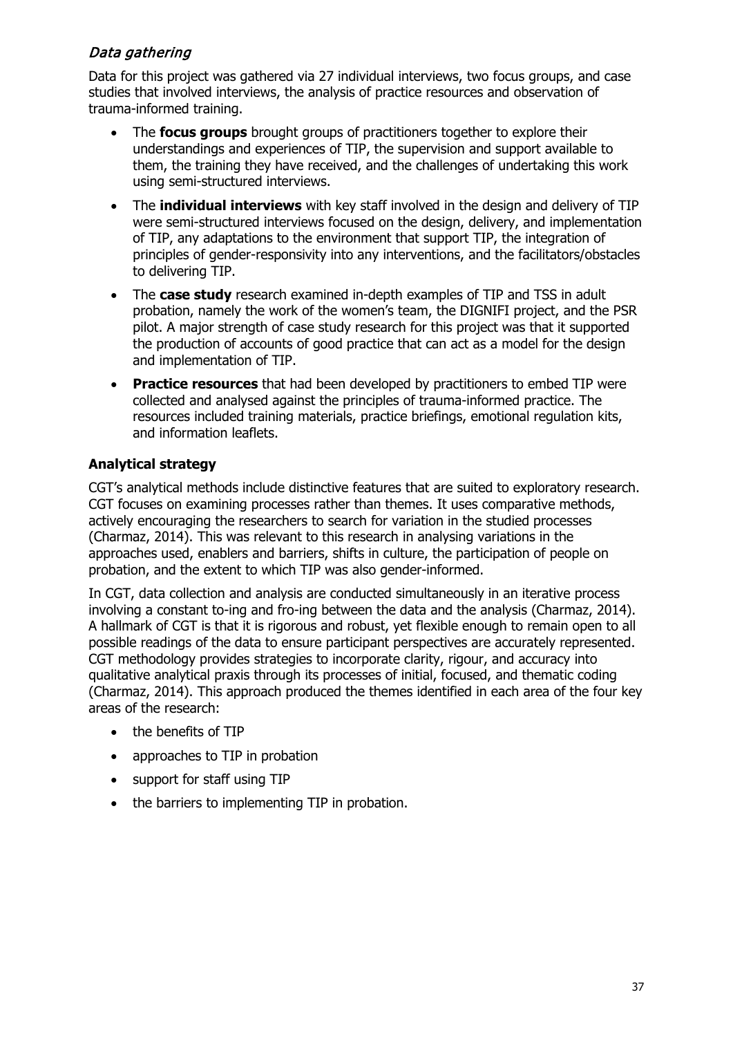### *Data gathering*

Data for this project was gathered via 27 individual interviews, two focus groups, and case studies that involved interviews, the analysis of practice resources and observation of trauma-informed training.

- The **focus groups** brought groups of practitioners together to explore their understandings and experiences of TIP, the supervision and support available to them, the training they have received, and the challenges of undertaking this work using semi-structured interviews.
- The **individual interviews** with key staff involved in the design and delivery of TIP were semi-structured interviews focused on the design, delivery, and implementation of TIP, any adaptations to the environment that support TIP, the integration of principles of gender-responsivity into any interventions, and the facilitators/obstacles to delivering TIP.
- The **case study** research examined in-depth examples of TIP and TSS in adult probation, namely the work of the women's team, the DIGNIFI project, and the PSR pilot. A major strength of case study research for this project was that it supported the production of accounts of good practice that can act as a model for the design and implementation of TIP.
- **Practice resources** that had been developed by practitioners to embed TIP were collected and analysed against the principles of trauma-informed practice. The resources included training materials, practice briefings, emotional regulation kits, and information leaflets.

### Analytical strategy

CGT's analytical methods include distinctive features that are suited to exploratory research. CGT focuses on examining processes rather than themes. It uses comparative methods, actively encouraging the researchers to search for variation in the studied processes (Charmaz, 2014). This was relevant to this research in analysing variations in the approaches used, enablers and barriers, shifts in culture, the participation of people on probation, and the extent to which TIP was also gender-informed.

In CGT, data collection and analysis are conducted simultaneously in an iterative process involving a constant to-ing and fro-ing between the data and the analysis (Charmaz, 2014). A hallmark of CGT is that it is rigorous and robust, yet flexible enough to remain open to all possible readings of the data to ensure participant perspectives are accurately represented. CGT methodology provides strategies to incorporate clarity, rigour, and accuracy into qualitative analytical praxis through its processes of initial, focused, and thematic coding (Charmaz, 2014). This approach produced the themes identified in each area of the four key areas of the research:

- the benefits of TIP
- approaches to TIP in probation
- support for staff using TIP
- the barriers to implementing TIP in probation.